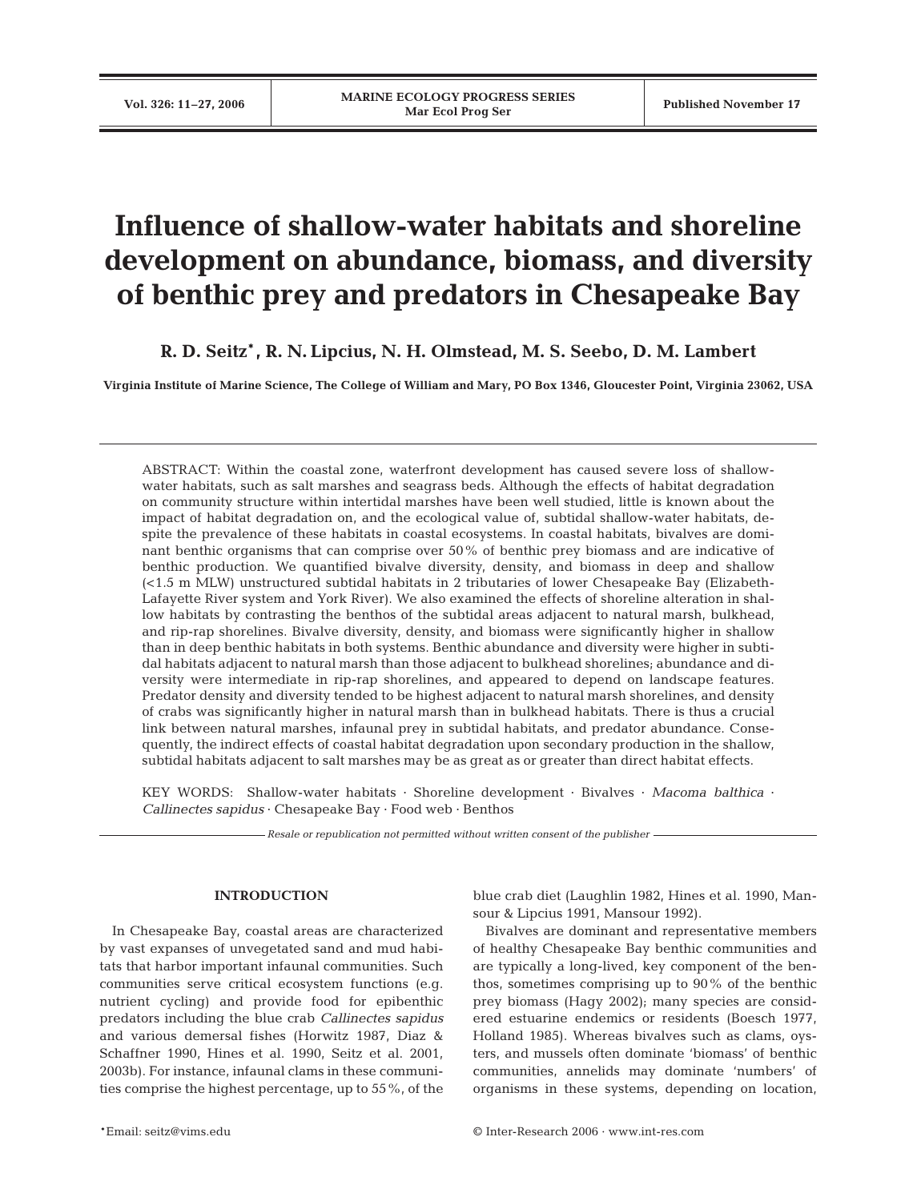# Influence of shallow-water habitats and shoreline development on abundance, biomass, and diversity of benthic prey and predators in Chesapeake Bay

**R. D. Seitz\*, R. N. Lipcius, N. H. Olmstead, M. S. Seebo, D. M. Lambert**

**Virginia Institute of Marine Science, The College of William and Mary, PO Box 1346, Gloucester Point, Virginia 23062, USA**

ABSTRACT: Within the coastal zone, waterfront development has caused severe loss of shallow-water habitats, such as salt marshes and seagrass beds. Although the effects of habitat degradation on community structure within intertidal marshes have been well studied, little is known about the impact of habitat degradation on, and the ecological value of, subtidal shallow-water habitats, despite the prevalence of these habitats in coastal ecosystems. In coastal habitats, bivalves are dominant benthic organisms that can comprise over 50% of benthic prey biomass and are indicative of benthic production. We quantified bivalve diversity, density, and biomass in deep and shallow (<1.5 m MLW) unstructured subtidal habitats in 2 tributaries of lower Chesapeake Bay (Elizabeth-Lafayette River system and York River). We also examined the effects of shoreline alteration in shallow habitats by contrasting the benthos of the subtidal areas adjacent to natural marsh, bulkhead, and rip-rap shorelines. Bivalve diversity, density, and biomass were significantly higher in shallow than in deep benthic habitats in both systems. Benthic abundance and diversity were higher in subtidal habitats adjacent to natural marsh than those adjacent to bulkhead shorelines; abundance and diversity were intermediate in rip-rap shorelines, and appeared to depend on landscape features. Predator density and diversity tended to be highest adjacent to natural marsh shorelines, and density of crabs was significantly higher in natural marsh than in bulkhead habitats. There is thus a crucial link between natural marshes, infaunal prey in subtidal habitats, and predator abundance. Consequently, the indirect effects of coastal habitat degradation upon secondary production in the shallow, subtidal habitats adjacent to salt marshes may be as great as or greater than direct habitat effects.

KEY WORDS: Shallow-water habitats · Shoreline development · Bivalves · *Macoma balthica* · *Callinectes sapidus* · Chesapeake Bay · Food web · Benthos

*Resale or republication not permitted without written consent of the publisher*

## INTRODUCTION

In Chesapeake Bay, coastal areas are characterized by vast expanses of unvegetated sand and mud habitats that harbor important infaunal communities. Such communities serve critical ecosystem functions (e.g. nutrient cycling) and provide food for epibenthic predators including the blue crab *Callinectes sapidus* and various demersal fishes (Horwitz 1987, Diaz & Schaffner 1990, Hines et al. 1990, Seitz et al. 2001, 2003b). For instance, infaunal clams in these communities comprise the highest percentage, up to 55%, of the blue crab diet (Laughlin 1982, Hines et al. 1990, Mansour & Lipcius 1991, Mansour 1992).

Bivalves are dominant and representative members of healthy Chesapeake Bay benthic communities and are typically a long-lived, key component of the benthos, sometimes comprising up to 90% of the benthic prey biomass (Hagy 2002); many species are considered estuarine endemics or residents (Boesch 1977, Holland 1985). Whereas bivalves such as clams, oysters, and mussels often dominate 'biomass' of benthic communities, annelids may dominate 'numbers' of organisms in these systems, depending on location,

\*Email: seitz@vims.edu

© Inter-Research 2006 · www.int-res.com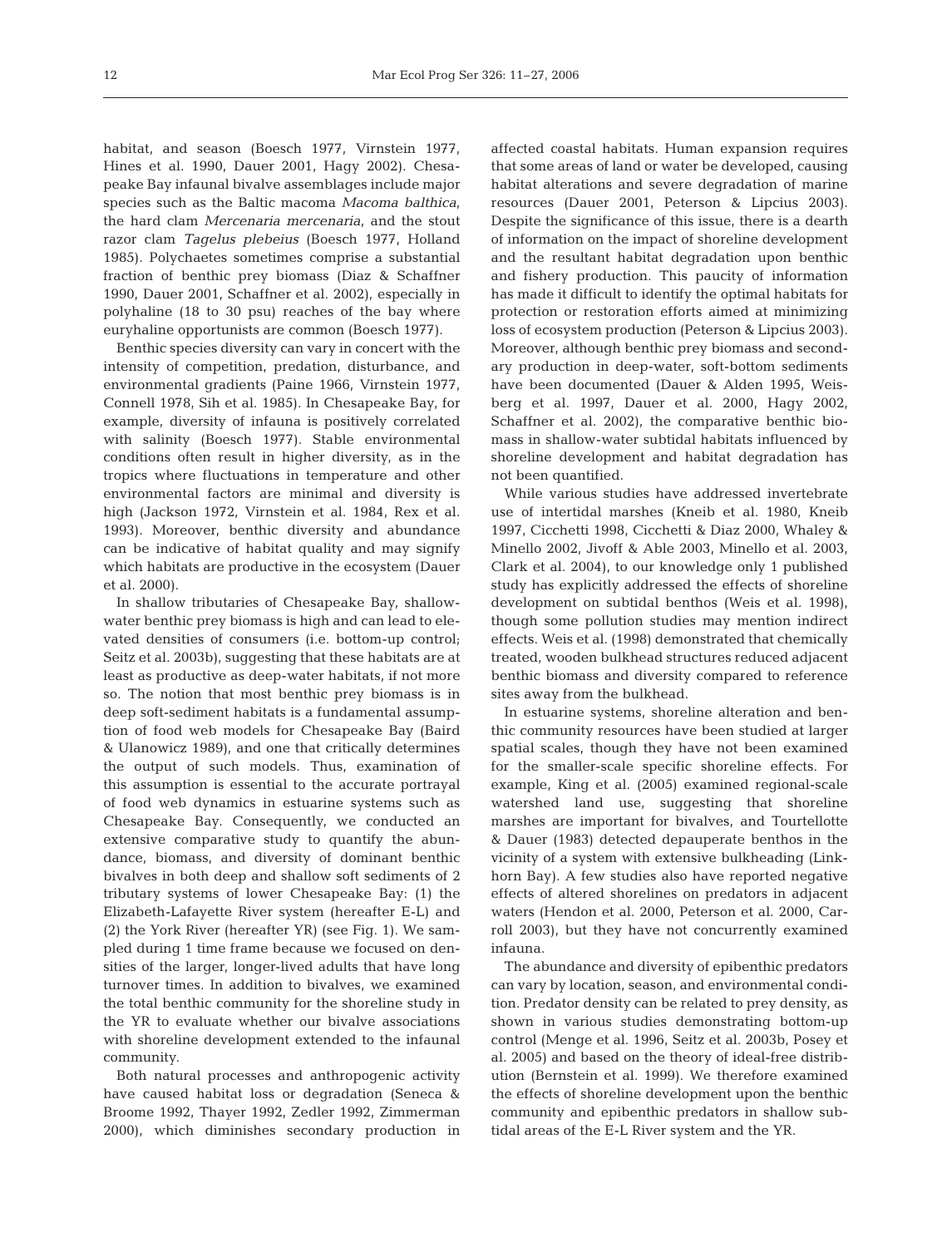habitat, and season (Boesch 1977, Virnstein 1977, Hines et al. 1990, Dauer 2001, Hagy 2002). Chesapeake Bay infaunal bivalve assemblages include major species such as the Baltic macoma *Macoma balthica*, the hard clam *Mercenaria mercenaria*, and the stout razor clam *Tagelus plebeius* (Boesch 1977, Holland 1985). Polychaetes sometimes comprise a substantial fraction of benthic prey biomass (Diaz & Schaffner 1990, Dauer 2001, Schaffner et al. 2002), especially in polyhaline (18 to 30 psu) reaches of the bay where euryhaline opportunists are common (Boesch 1977).

Benthic species diversity can vary in concert with the intensity of competition, predation, disturbance, and environmental gradients (Paine 1966, Virnstein 1977, Connell 1978, Sih et al. 1985). In Chesapeake Bay, for example, diversity of infauna is positively correlated with salinity (Boesch 1977). Stable environmental conditions often result in higher diversity, as in the tropics where fluctuations in temperature and other environmental factors are minimal and diversity is high (Jackson 1972, Virnstein et al. 1984, Rex et al. 1993). Moreover, benthic diversity and abundance can be indicative of habitat quality and may signify which habitats are productive in the ecosystem (Dauer et al. 2000).

In shallow tributaries of Chesapeake Bay, shallow-water benthic prey biomass is high and can lead to elevated densities of consumers (i.e. bottom-up control; Seitz et al. 2003b), suggesting that these habitats are at least as productive as deep-water habitats, if not more so. The notion that most benthic prey biomass is in deep soft-sediment habitats is a fundamental assumption of food web models for Chesapeake Bay (Baird & Ulanowicz 1989), and one that critically determines the output of such models. Thus, examination of this assumption is essential to the accurate portrayal of food web dynamics in estuarine systems such as Chesapeake Bay. Consequently, we conducted an extensive comparative study to quantify the abundance, biomass, and diversity of dominant benthic bivalves in both deep and shallow soft sediments of 2 tributary systems of lower Chesapeake Bay: (1) the Elizabeth-Lafayette River system (hereafter E-L) and (2) the York River (hereafter YR) (see Fig. 1). We sampled during 1 time frame because we focused on densities of the larger, longer-lived adults that have long turnover times. In addition to bivalves, we examined the total benthic community for the shoreline study in the YR to evaluate whether our bivalve associations with shoreline development extended to the infaunal community.

Both natural processes and anthropogenic activity have caused habitat loss or degradation (Seneca & Broome 1992, Thayer 1992, Zedler 1992, Zimmerman 2000), which diminishes secondary production in affected coastal habitats. Human expansion requires that some areas of land or water be developed, causing habitat alterations and severe degradation of marine resources (Dauer 2001, Peterson & Lipcius 2003). Despite the significance of this issue, there is a dearth of information on the impact of shoreline development and the resultant habitat degradation upon benthic and fishery production. This paucity of information has made it difficult to identify the optimal habitats for protection or restoration efforts aimed at minimizing loss of ecosystem production (Peterson & Lipcius 2003). Moreover, although benthic prey biomass and secondary production in deep-water, soft-bottom sediments have been documented (Dauer & Alden 1995, Weisberg et al. 1997, Dauer et al. 2000, Hagy 2002, Schaffner et al. 2002), the comparative benthic biomass in shallow-water subtidal habitats influenced by shoreline development and habitat degradation has not been quantified.

While various studies have addressed invertebrate use of intertidal marshes (Kneib et al. 1980, Kneib 1997, Cicchetti 1998, Cicchetti & Diaz 2000, Whaley & Minello 2002, Jivoff & Able 2003, Minello et al. 2003, Clark et al. 2004), to our knowledge only 1 published study has explicitly addressed the effects of shoreline development on subtidal benthos (Weis et al. 1998), though some pollution studies may mention indirect effects. Weis et al. (1998) demonstrated that chemically treated, wooden bulkhead structures reduced adjacent benthic biomass and diversity compared to reference sites away from the bulkhead.

In estuarine systems, shoreline alteration and benthic community resources have been studied at larger spatial scales, though they have not been examined for the smaller-scale specific shoreline effects. For example, King et al. (2005) examined regional-scale watershed land use, suggesting that shoreline marshes are important for bivalves, and Tourtellotte & Dauer (1983) detected depauperate benthos in the vicinity of a system with extensive bulkheading (Linkhorn Bay). A few studies also have reported negative effects of altered shorelines on predators in adjacent waters (Hendon et al. 2000, Peterson et al. 2000, Carroll 2003), but they have not concurrently examined infauna.

The abundance and diversity of epibenthic predators can vary by location, season, and environmental condition. Predator density can be related to prey density, as shown in various studies demonstrating bottom-up control (Menge et al. 1996, Seitz et al. 2003b, Posey et al. 2005) and based on the theory of ideal-free distribution (Bernstein et al. 1999). We therefore examined the effects of shoreline development upon the benthic community and epibenthic predators in shallow subtidal areas of the E-L River system and the YR.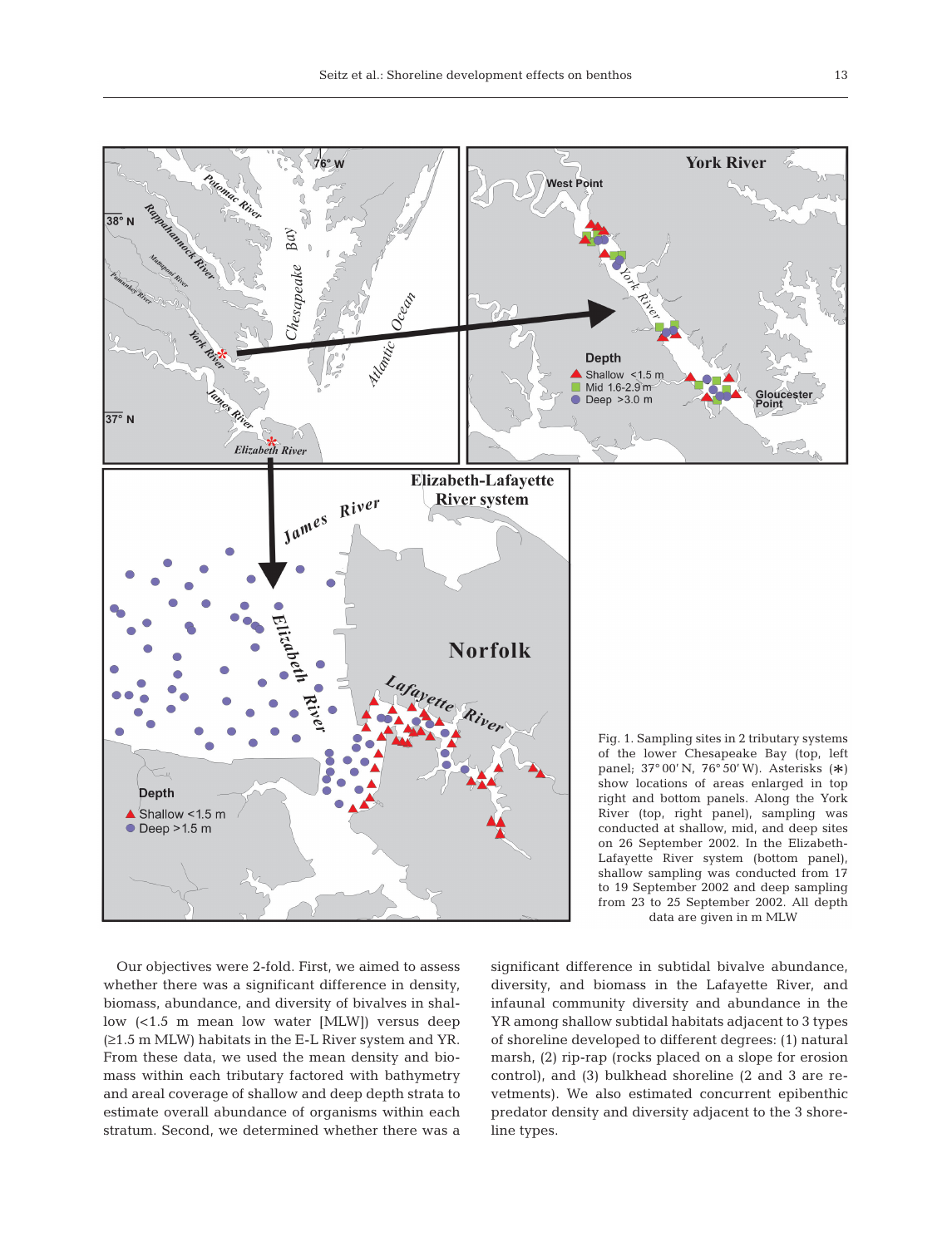Fig. 1. Sampling sites in 2 tributary systems of the lower Chesapeake Bay (top, left panel; 37° 00' N, 76° 50' W). Asterisks (*) show locations of areas enlarged in top right and bottom panels. Along the York River (top, right panel), sampling was conducted at shallow, mid, and deep sites on 26 September 2002. In the Elizabeth-Lafayette River system (bottom panel), shallow sampling was conducted from 17 to 19 September 2002 and deep sampling from 23 to 25 September 2002. All depth data are given in m MLW

Our objectives were 2-fold. First, we aimed to assess whether there was a significant difference in density, biomass, abundance, and diversity of bivalves in shallow (<1.5 m mean low water [MLW]) versus deep (≥1.5 m MLW) habitats in the E-L River system and YR. From these data, we used the mean density and biomass within each tributary factored with bathymetry and areal coverage of shallow and deep depth strata to estimate overall abundance of organisms within each stratum. Second, we determined whether there was a significant difference in subtidal bivalve abundance, diversity, and biomass in the Lafayette River, and infaunal community diversity and abundance in the YR among shallow subtidal habitats adjacent to 3 types of shoreline developed to different degrees: (1) natural marsh, (2) rip-rap (rocks placed on a slope for erosion control), and (3) bulkhead shoreline (2 and 3 are revetments). We also estimated concurrent epibenthic predator density and diversity adjacent to the 3 shoreline types.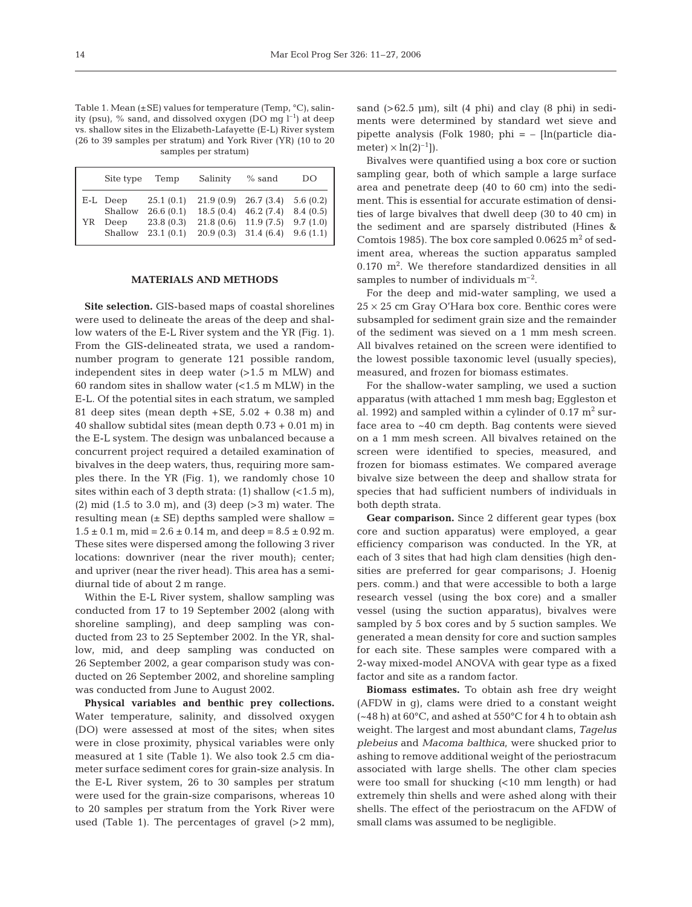Table 1. Mean (±SE) values for temperature (Temp, °C), salinity (psu), % sand, and dissolved oxygen (DO mg $l^{-1}$) at deep vs. shallow sites in the Elizabeth-Lafayette (E-L) River system (26 to 39 samples per stratum) and York River (YR) (10 to 20 samples per stratum)

| | Site type | Temp | Salinity | % sand | DO |
|---|---|---|---|---|---|
| E-L | Deep | 25.1 (0.1) | 21.9 (0.9) | 26.7 (3.4) | 5.6 (0.2) |
| | Shallow | 26.6 (0.1) | 18.5 (0.4) | 46.2 (7.4) | 8.4 (0.5) |
| YR | Deep | 23.8 (0.3) | 21.8 (0.6) | 11.9 (7.5) | 9.7 (1.0) |
| | Shallow | 23.1 (0.1) | 20.9 (0.3) | 31.4 (6.4) | 9.6 (1.1) |

## MATERIALS AND METHODS

**Site selection.** GIS-based maps of coastal shorelines were used to delineate the areas of the deep and shallow waters of the E-L River system and the YR (Fig. 1). From the GIS-delineated strata, we used a random-number program to generate 121 possible random, independent sites in deep water (>1.5 m MLW) and 60 random sites in shallow water (<1.5 m MLW) in the E-L. Of the potential sites in each stratum, we sampled 81 deep sites (mean depth +SE, 5.02 + 0.38 m) and 40 shallow subtidal sites (mean depth 0.73 + 0.01 m) in the E-L system. The design was unbalanced because a concurrent project required a detailed examination of bivalves in the deep waters, thus, requiring more samples there. In the YR (Fig. 1), we randomly chose 10 sites within each of 3 depth strata: (1) shallow (<1.5 m), (2) mid (1.5 to 3.0 m), and (3) deep (>3 m) water. The resulting mean (± SE) depths sampled were shallow = 1.5 ± 0.1 m, mid = 2.6 ± 0.14 m, and deep = 8.5 ± 0.92 m. These sites were dispersed among the following 3 river locations: downriver (near the river mouth); center; and upriver (near the river head). This area has a semi-diurnal tide of about 2 m range.

Within the E-L River system, shallow sampling was conducted from 17 to 19 September 2002 (along with shoreline sampling), and deep sampling was conducted from 23 to 25 September 2002. In the YR, shallow, mid, and deep sampling was conducted on 26 September 2002, a gear comparison study was conducted on 26 September 2002, and shoreline sampling was conducted from June to August 2002.

**Physical variables and benthic prey collections.** Water temperature, salinity, and dissolved oxygen (DO) were assessed at most of the sites; when sites were in close proximity, physical variables were only measured at 1 site (Table 1). We also took 2.5 cm diameter surface sediment cores for grain-size analysis. In the E-L River system, 26 to 30 samples per stratum were used for the grain-size comparisons, whereas 10 to 20 samples per stratum from the York River were used (Table 1). The percentages of gravel (>2 mm), sand (>62.5 µm), silt (4 phi) and clay (8 phi) in sediments were determined by standard wet sieve and pipette analysis (Folk 1980; phi = – [ln(particle diameter) × ln(2)$^{-1}$]).

Bivalves were quantified using a box core or suction sampling gear, both of which sample a large surface area and penetrate deep (40 to 60 cm) into the sediment. This is essential for accurate estimation of densities of large bivalves that dwell deep (30 to 40 cm) in the sediment and are sparsely distributed (Hines & Comtois 1985). The box core sampled 0.0625 $m^2$ of sediment area, whereas the suction apparatus sampled 0.170 $m^2$. We therefore standardized densities in all samples to number of individuals $m^{-2}$.

For the deep and mid-water sampling, we used a 25 × 25 cm Gray O'Hara box core. Benthic cores were subsampled for sediment grain size and the remainder of the sediment was sieved on a 1 mm mesh screen. All bivalves retained on the screen were identified to the lowest possible taxonomic level (usually species), measured, and frozen for biomass estimates.

For the shallow-water sampling, we used a suction apparatus (with attached 1 mm mesh bag; Eggleston et al. 1992) and sampled within a cylinder of 0.17 $m^2$ surface area to ~40 cm depth. Bag contents were sieved on a 1 mm mesh screen. All bivalves retained on the screen were identified to species, measured, and frozen for biomass estimates. We compared average bivalve size between the deep and shallow strata for species that had sufficient numbers of individuals in both depth strata.

**Gear comparison.** Since 2 different gear types (box core and suction apparatus) were employed, a gear efficiency comparison was conducted. In the YR, at each of 3 sites that had high clam densities (high densities are preferred for gear comparisons; J. Hoenig pers. comm.) and that were accessible to both a large research vessel (using the box core) and a smaller vessel (using the suction apparatus), bivalves were sampled by 5 box cores and by 5 suction samples. We generated a mean density for core and suction samples for each site. These samples were compared with a 2-way mixed-model ANOVA with gear type as a fixed factor and site as a random factor.

**Biomass estimates.** To obtain ash free dry weight (AFDW in g), clams were dried to a constant weight (~48 h) at 60°C, and ashed at 550°C for 4 h to obtain ash weight. The largest and most abundant clams, *Tagelus plebeius* and *Macoma balthica*, were shucked prior to ashing to remove additional weight of the periostracum associated with large shells. The other clam species were too small for shucking (<10 mm length) or had extremely thin shells and were ashed along with their shells. The effect of the periostracum on the AFDW of small clams was assumed to be negligible.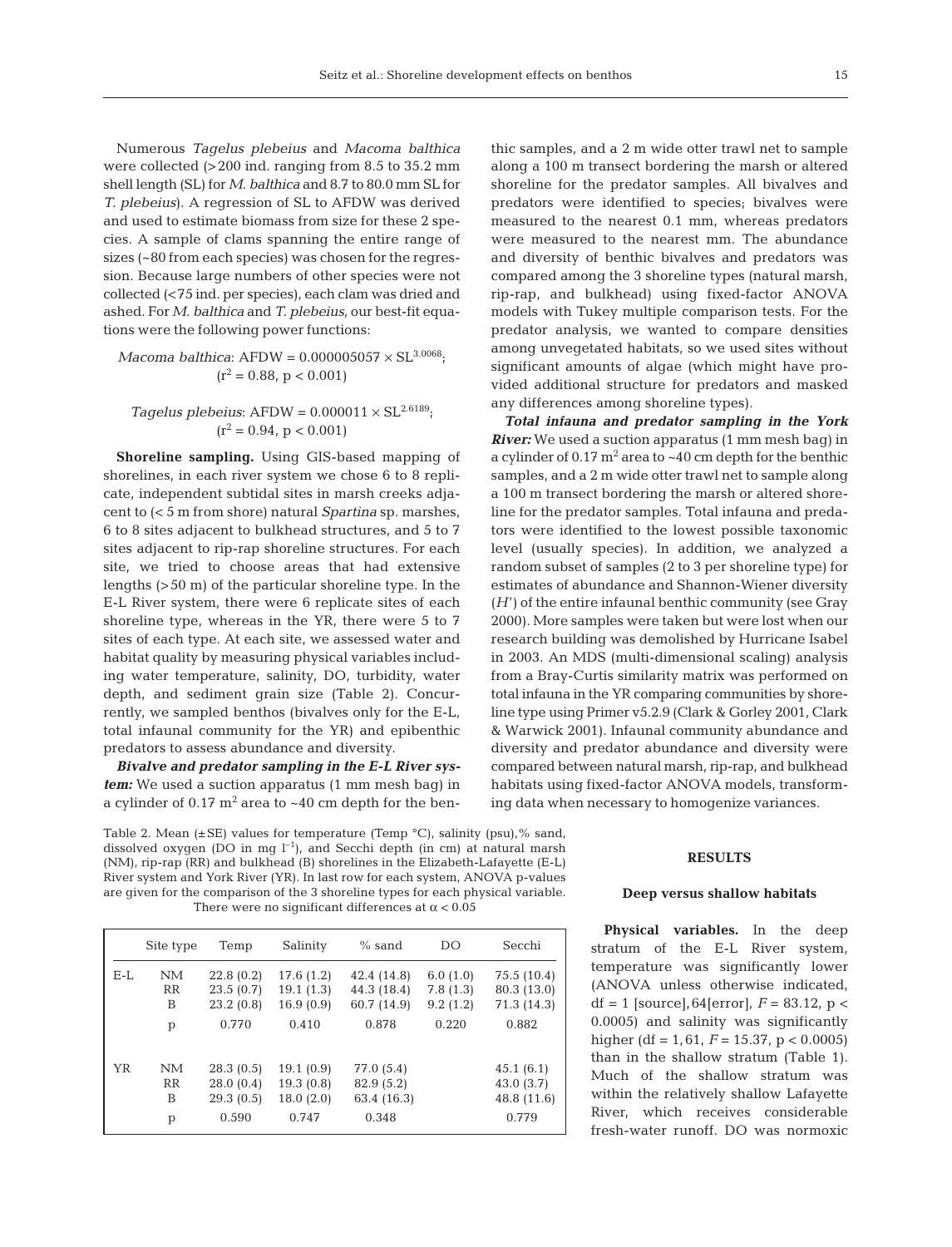Numerous *Tagelus plebeius* and *Macoma balthica* were collected (>200 ind. ranging from 8.5 to 35.2 mm shell length (SL) for *M. balthica* and 8.7 to 80.0 mm SL for *T. plebeius*). A regression of SL to AFDW was derived and used to estimate biomass from size for these 2 species. A sample of clams spanning the entire range of sizes (~80 from each species) was chosen for the regression. Because large numbers of other species were not collected (<75 ind. per species), each clam was dried and ashed. For *M. balthica* and *T. plebeius*, our best-fit equations were the following power functions:

$$\textit{Macoma balthica}: \text{AFDW} = 0.000005057 \times \text{SL}^{3.0068}; \; (r^2 = 0.88, p < 0.001)$$

$$\textit{Tagelus plebeius}: \text{AFDW} = 0.000011 \times \text{SL}^{2.6189}; \; (r^2 = 0.94, p < 0.001)$$

**Shoreline sampling.** Using GIS-based mapping of shorelines, in each river system we chose 6 to 8 replicate, independent subtidal sites in marsh creeks adjacent to (< 5 m from shore) natural *Spartina* sp. marshes, 6 to 8 sites adjacent to bulkhead structures, and 5 to 7 sites adjacent to rip-rap shoreline structures. For each site, we tried to choose areas that had extensive lengths (>50 m) of the particular shoreline type. In the E-L River system, there were 6 replicate sites of each shoreline type, whereas in the YR, there were 5 to 7 sites of each type. At each site, we assessed water and habitat quality by measuring physical variables including water temperature, salinity, DO, turbidity, water depth, and sediment grain size (Table 2). Concurrently, we sampled benthos (bivalves only for the E-L, total infaunal community for the YR) and epibenthic predators to assess abundance and diversity.

***Bivalve and predator sampling in the E-L River system:*** We used a suction apparatus (1 mm mesh bag) in a cylinder of 0.17 m$^2$ area to ~40 cm depth for the benthic samples, and a 2 m wide otter trawl net to sample along a 100 m transect bordering the marsh or altered shoreline for the predator samples. All bivalves and predators were identified to species; bivalves were measured to the nearest 0.1 mm, whereas predators were measured to the nearest mm. The abundance and diversity of benthic bivalves and predators was compared among the 3 shoreline types (natural marsh, rip-rap, and bulkhead) using fixed-factor ANOVA models with Tukey multiple comparison tests. For the predator analysis, we wanted to compare densities among unvegetated habitats, so we used sites without significant amounts of algae (which might have provided additional structure for predators and masked any differences among shoreline types).

***Total infauna and predator sampling in the York River:*** We used a suction apparatus (1 mm mesh bag) in a cylinder of 0.17 m$^2$ area to ~40 cm depth for the benthic samples, and a 2 m wide otter trawl net to sample along a 100 m transect bordering the marsh or altered shoreline for the predator samples. Total infauna and predators were identified to the lowest possible taxonomic level (usually species). In addition, we analyzed a random subset of samples (2 to 3 per shoreline type) for estimates of abundance and Shannon-Wiener diversity ($H'$) of the entire infaunal benthic community (see Gray 2000). More samples were taken but were lost when our research building was demolished by Hurricane Isabel in 2003. An MDS (multi-dimensional scaling) analysis from a Bray-Curtis similarity matrix was performed on total infauna in the YR comparing communities by shoreline type using Primer v5.2.9 (Clark & Gorley 2001, Clark & Warwick 2001). Infaunal community abundance and diversity and predator abundance and diversity were compared between natural marsh, rip-rap, and bulkhead habitats using fixed-factor ANOVA models, transforming data when necessary to homogenize variances.

Table 2. Mean (±SE) values for temperature (Temp °C), salinity (psu),% sand, dissolved oxygen (DO in mg l$^{-1}$), and Secchi depth (in cm) at natural marsh (NM), rip-rap (RR) and bulkhead (B) shorelines in the Elizabeth-Lafayette (E-L) River system and York River (YR). In last row for each system, ANOVA p-values are given for the comparison of the 3 shoreline types for each physical variable. There were no significant differences at $\alpha < 0.05$

| | Site type | Temp | Salinity | % sand | DO | Secchi |
|---|---|---|---|---|---|---|
| E-L | NM | 22.8 (0.2) | 17.6 (1.2) | 42.4 (14.8) | 6.0 (1.0) | 75.5 (10.4) |
| | RR | 23.5 (0.7) | 19.1 (1.3) | 44.3 (18.4) | 7.8 (1.3) | 80.3 (13.0) |
| | B | 23.2 (0.8) | 16.9 (0.9) | 60.7 (14.9) | 9.2 (1.2) | 71.3 (14.3) |
| | p | 0.770 | 0.410 | 0.878 | 0.220 | 0.882 |
| YR | NM | 28.3 (0.5) | 19.1 (0.9) | 77.0 (5.4) | | 45.1 (6.1) |
| | RR | 28.0 (0.4) | 19.3 (0.8) | 82.9 (5.2) | | 43.0 (3.7) |
| | B | 29.3 (0.5) | 18.0 (2.0) | 63.4 (16.3) | | 48.8 (11.6) |
| | p | 0.590 | 0.747 | 0.348 | | 0.779 |

## RESULTS

### Deep versus shallow habitats

**Physical variables.** In the deep stratum of the E-L River system, temperature was significantly lower (ANOVA unless otherwise indicated, df = 1 [source], 64[error], $F = 83.12$, $p < 0.0005$) and salinity was significantly higher (df = 1, 61, $F = 15.37$, $p < 0.0005$) than in the shallow stratum (Table 1). Much of the shallow stratum was within the relatively shallow Lafayette River, which receives considerable fresh-water runoff. DO was normoxic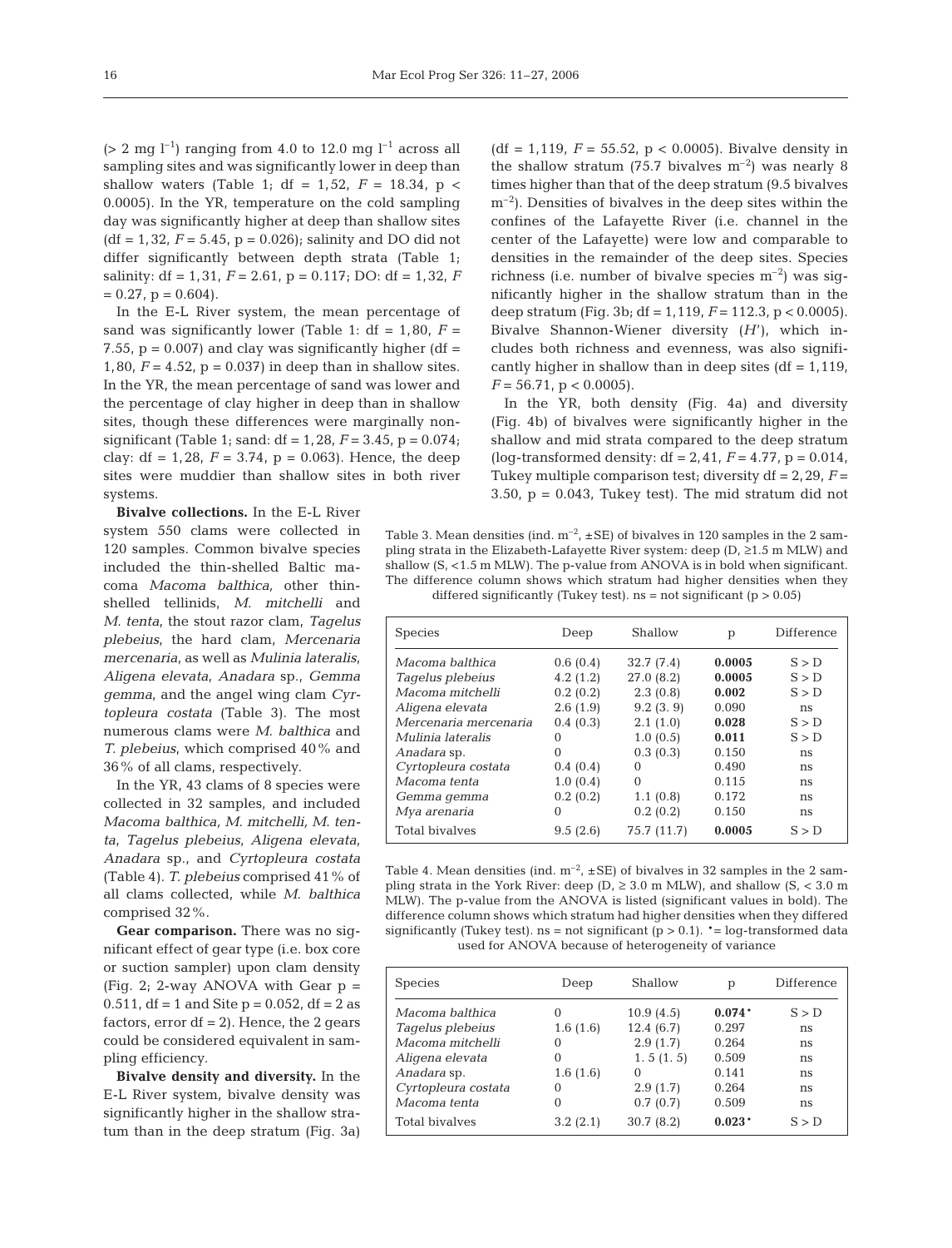(> 2 mg $l^{-1}$) ranging from 4.0 to 12.0 mg $l^{-1}$ across all sampling sites and was significantly lower in deep than shallow waters (Table 1; df = 1, 52, $F$ = 18.34, p < 0.0005). In the YR, temperature on the cold sampling day was significantly higher at deep than shallow sites (df = 1, 32, $F$ = 5.45, p = 0.026); salinity and DO did not differ significantly between depth strata (Table 1; salinity: df = 1, 31, $F$ = 2.61, p = 0.117; DO: df = 1, 32, $F$ = 0.27, p = 0.604).

In the E-L River system, the mean percentage of sand was significantly lower (Table 1: df = 1, 80, $F$ = 7.55, p = 0.007) and clay was significantly higher (df = 1, 80, $F$ = 4.52, p = 0.037) in deep than in shallow sites. In the YR, the mean percentage of sand was lower and the percentage of clay higher in deep than in shallow sites, though these differences were marginally non-significant (Table 1; sand: df = 1, 28, $F$ = 3.45, p = 0.074; clay: df = 1, 28, $F$ = 3.74, p = 0.063). Hence, the deep sites were muddier than shallow sites in both river systems.

**Bivalve collections.** In the E-L River system 550 clams were collected in 120 samples. Common bivalve species included the thin-shelled Baltic macoma *Macoma balthica*, other thin-shelled tellinids, *M. mitchelli* and *M. tenta*, the stout razor clam, *Tagelus plebeius*, the hard clam, *Mercenaria mercenaria*, as well as *Mulinia lateralis*, *Aligena elevata*, *Anadara* sp., *Gemma gemma*, and the angel wing clam *Cyrtopleura costata* (Table 3). The most numerous clams were *M. balthica* and *T. plebeius*, which comprised 40% and 36% of all clams, respectively.

In the YR, 43 clams of 8 species were collected in 32 samples, and included *Macoma balthica, M. mitchelli, M. tenta*, *Tagelus plebeius*, *Aligena elevata*, *Anadara* sp., and *Cyrtopleura costata* (Table 4). *T. plebeius* comprised 41% of all clams collected, while *M. balthica* comprised 32%.

**Gear comparison.** There was no significant effect of gear type (i.e. box core or suction sampler) upon clam density (Fig. 2; 2-way ANOVA with Gear p = 0.511, df = 1 and Site p = 0.052, df = 2 as factors, error df = 2). Hence, the 2 gears could be considered equivalent in sampling efficiency.

**Bivalve density and diversity.** In the E-L River system, bivalve density was significantly higher in the shallow stratum than in the deep stratum (Fig. 3a) (df = 1, 119, $F$ = 55.52, p < 0.0005). Bivalve density in the shallow stratum (75.7 bivalves $m^{-2}$) was nearly 8 times higher than that of the deep stratum (9.5 bivalves $m^{-2}$). Densities of bivalves in the deep sites within the confines of the Lafayette River (i.e. channel in the center of the Lafayette) were low and comparable to densities in the remainder of the deep sites. Species richness (i.e. number of bivalve species $m^{-2}$) was significantly higher in the shallow stratum than in the deep stratum (Fig. 3b; df = 1, 119, $F$ = 112.3, p < 0.0005). Bivalve Shannon-Wiener diversity ($H'$), which includes both richness and evenness, was also significantly higher in shallow than in deep sites (df = 1, 119, $F$ = 56.71, p < 0.0005).

In the YR, both density (Fig. 4a) and diversity (Fig. 4b) of bivalves were significantly higher in the shallow and mid strata compared to the deep stratum (log-transformed density: df = 2, 41, $F$ = 4.77, p = 0.014, Tukey multiple comparison test; diversity df = 2, 29, $F$ = 3.50, p = 0.043, Tukey test). The mid stratum did not

Table 3. Mean densities (ind. $m^{-2}$, ±SE) of bivalves in 120 samples in the 2 sampling strata in the Elizabeth-Lafayette River system: deep (D, ≥1.5 m MLW) and shallow (S, <1.5 m MLW). The p-value from ANOVA is in bold when significant. The difference column shows which stratum had higher densities when they differed significantly (Tukey test). ns = not significant (p > 0.05)

| Species | Deep | Shallow | p | Difference |
|---|---|---|---|---|
| *Macoma balthica* | 0.6 (0.4) | 32.7 (7.4) | **0.0005** | S > D |
| *Tagelus plebeius* | 4.2 (1.2) | 27.0 (8.2) | **0.0005** | S > D |
| *Macoma mitchelli* | 0.2 (0.2) | 2.3 (0.8) | **0.002** | S > D |
| *Aligena elevata* | 2.6 (1.9) | 9.2 (3. 9) | 0.090 | ns |
| *Mercenaria mercenaria* | 0.4 (0.3) | 2.1 (1.0) | **0.028** | S > D |
| *Mulinia lateralis* | 0 | 1.0 (0.5) | **0.011** | S > D |
| *Anadara* sp. | 0 | 0.3 (0.3) | 0.150 | ns |
| *Cyrtopleura costata* | 0.4 (0.4) | 0 | 0.490 | ns |
| *Macoma tenta* | 1.0 (0.4) | 0 | 0.115 | ns |
| *Gemma gemma* | 0.2 (0.2) | 1.1 (0.8) | 0.172 | ns |
| *Mya arenaria* | 0 | 0.2 (0.2) | 0.150 | ns |
| Total bivalves | 9.5 (2.6) | 75.7 (11.7) | **0.0005** | S > D |

Table 4. Mean densities (ind. $m^{-2}$, ±SE) of bivalves in 32 samples in the 2 sampling strata in the York River: deep (D, ≥ 3.0 m MLW), and shallow (S, < 3.0 m MLW). The p-value from the ANOVA is listed (significant values in bold). The difference column shows which stratum had higher densities when they differed significantly (Tukey test). ns = not significant (p > 0.1). * = log-transformed data used for ANOVA because of heterogeneity of variance

| Species | Deep | Shallow | p | Difference |
|---|---|---|---|---|
| *Macoma balthica* | 0 | 10.9 (4.5) | **0.074*** | S > D |
| *Tagelus plebeius* | 1.6 (1.6) | 12.4 (6.7) | 0.297 | ns |
| *Macoma mitchelli* | 0 | 2.9 (1.7) | 0.264 | ns |
| *Aligena elevata* | 0 | 1. 5 (1. 5) | 0.509 | ns |
| *Anadara* sp. | 1.6 (1.6) | 0 | 0.141 | ns |
| *Cyrtopleura costata* | 0 | 2.9 (1.7) | 0.264 | ns |
| *Macoma tenta* | 0 | 0.7 (0.7) | 0.509 | ns |
| Total bivalves | 3.2 (2.1) | 30.7 (8.2) | **0.023*** | S > D |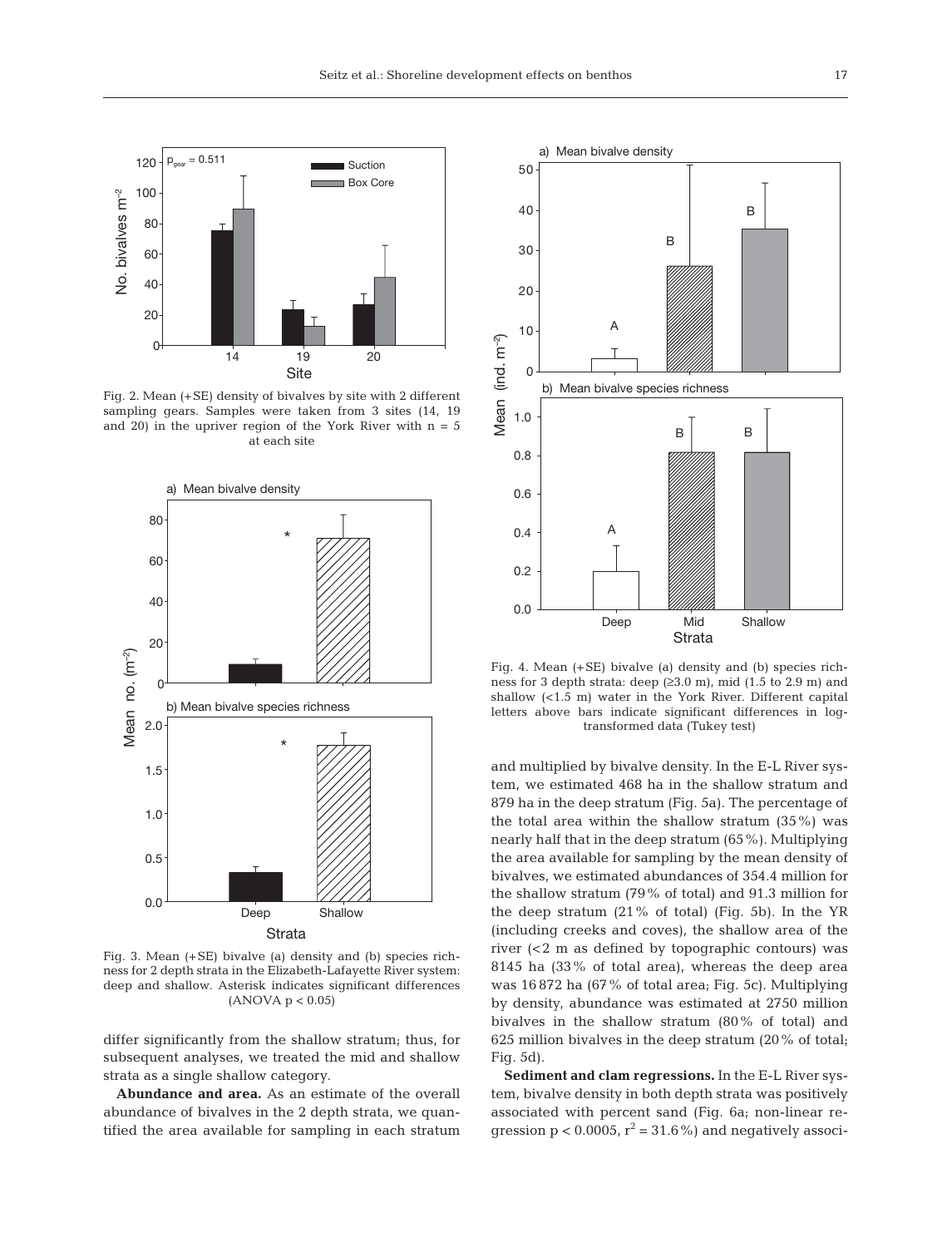Fig. 2. Mean (+SE) density of bivalves by site with 2 different sampling gears. Samples were taken from 3 sites (14, 19 and 20) in the upriver region of the York River with n = 5 at each site

Fig. 3. Mean (+SE) bivalve (a) density and (b) species richness for 2 depth strata in the Elizabeth-Lafayette River system: deep and shallow. Asterisk indicates significant differences (ANOVA $p < 0.05$)

differ significantly from the shallow stratum; thus, for subsequent analyses, we treated the mid and shallow strata as a single shallow category.

**Abundance and area.** As an estimate of the overall abundance of bivalves in the 2 depth strata, we quantified the area available for sampling in each stratum and multiplied by bivalve density. In the E-L River system, we estimated 468 ha in the shallow stratum and 879 ha in the deep stratum (Fig. 5a). The percentage of the total area within the shallow stratum (35%) was nearly half that in the deep stratum (65%). Multiplying the area available for sampling by the mean density of bivalves, we estimated abundances of 354.4 million for the shallow stratum (79% of total) and 91.3 million for the deep stratum (21% of total) (Fig. 5b). In the YR (including creeks and coves), the shallow area of the river (<2 m as defined by topographic contours) was 8145 ha (33% of total area), whereas the deep area was 16 872 ha (67% of total area; Fig. 5c). Multiplying by density, abundance was estimated at 2750 million bivalves in the shallow stratum (80% of total) and 625 million bivalves in the deep stratum (20% of total; Fig. 5d).

Fig. 4. Mean (+SE) bivalve (a) density and (b) species richness for 3 depth strata: deep (≥3.0 m), mid (1.5 to 2.9 m) and shallow (<1.5 m) water in the York River. Different capital letters above bars indicate significant differences in log-transformed data (Tukey test)

**Sediment and clam regressions.** In the E-L River system, bivalve density in both depth strata was positively associated with percent sand (Fig. 6a; non-linear regression $p < 0.0005$, $r^2 = 31.6\%$) and negatively associ-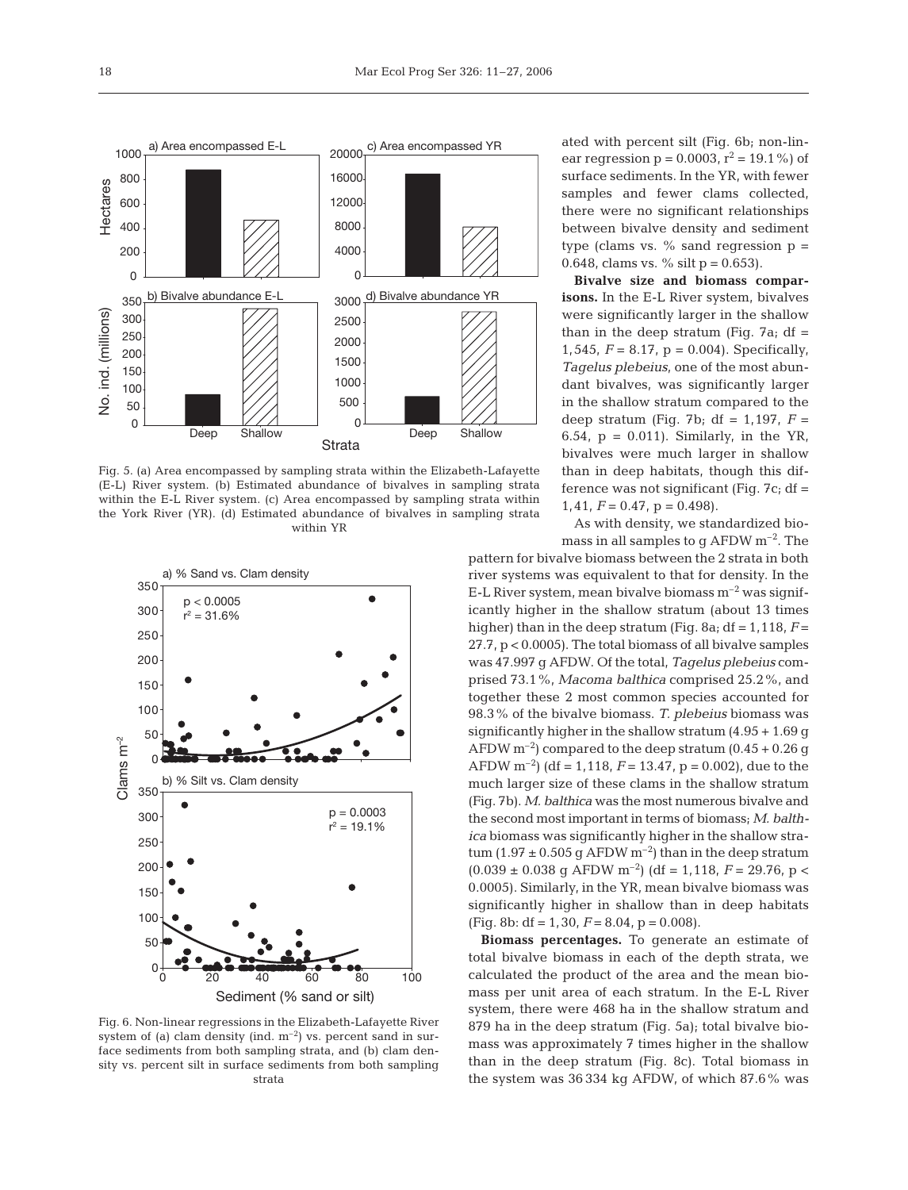Fig. 5. (a) Area encompassed by sampling strata within the Elizabeth-Lafayette (E-L) River system. (b) Estimated abundance of bivalves in sampling strata within the E-L River system. (c) Area encompassed by sampling strata within the York River (YR). (d) Estimated abundance of bivalves in sampling strata within YR

Fig. 6. Non-linear regressions in the Elizabeth-Lafayette River system of (a) clam density (ind. $m^{-2}$) vs. percent sand in surface sediments from both sampling strata, and (b) clam density vs. percent silt in surface sediments from both sampling strata

ated with percent silt (Fig. 6b; non-linear regression $p = 0.0003$, $r^2 = 19.1\%$) of surface sediments. In the YR, with fewer samples and fewer clams collected, there were no significant relationships between bivalve density and sediment type (clams vs. % sand regression $p = 0.648$, clams vs. % silt $p = 0.653$).

**Bivalve size and biomass comparisons.** In the E-L River system, bivalves were significantly larger in the shallow than in the deep stratum (Fig. 7a; df = 1, 545, $F = 8.17$, $p = 0.004$). Specifically, *Tagelus plebeius*, one of the most abundant bivalves, was significantly larger in the shallow stratum compared to the deep stratum (Fig. 7b; df = 1, 197, $F = 6.54$, $p = 0.011$). Similarly, in the YR, bivalves were much larger in shallow than in deep habitats, though this difference was not significant (Fig. 7c; df = 1, 41, $F = 0.47$, $p = 0.498$).

As with density, we standardized biomass in all samples to g AFDW $m^{-2}$. The pattern for bivalve biomass between the 2 strata in both river systems was equivalent to that for density. In the E-L River system, mean bivalve biomass $m^{-2}$ was significantly higher in the shallow stratum (about 13 times higher) than in the deep stratum (Fig. 8a; df = 1, 118, $F = 27.7$, $p < 0.0005$). The total biomass of all bivalve samples was 47.997 g AFDW. Of the total, *Tagelus plebeius* comprised 73.1%, *Macoma balthica* comprised 25.2%, and together these 2 most common species accounted for 98.3% of the bivalve biomass. *T. plebeius* biomass was significantly higher in the shallow stratum (4.95 + 1.69 g AFDW $m^{-2}$) compared to the deep stratum (0.45 + 0.26 g AFDW $m^{-2}$) (df = 1, 118, $F = 13.47$, $p = 0.002$), due to the much larger size of these clams in the shallow stratum (Fig. 7b). *M. balthica* was the most numerous bivalve and the second most important in terms of biomass; *M. balthica* biomass was significantly higher in the shallow stratum (1.97 ± 0.505 g AFDW $m^{-2}$) than in the deep stratum (0.039 ± 0.038 g AFDW $m^{-2}$) (df = 1, 118, $F = 29.76$, $p < 0.0005$). Similarly, in the YR, mean bivalve biomass was significantly higher in shallow than in deep habitats (Fig. 8b: df = 1, 30, $F = 8.04$, $p = 0.008$).

**Biomass percentages.** To generate an estimate of total bivalve biomass in each of the depth strata, we calculated the product of the area and the mean biomass per unit area of each stratum. In the E-L River system, there were 468 ha in the shallow stratum and 879 ha in the deep stratum (Fig. 5a); total bivalve biomass was approximately 7 times higher in the shallow than in the deep stratum (Fig. 8c). Total biomass in the system was 36 334 kg AFDW, of which 87.6% was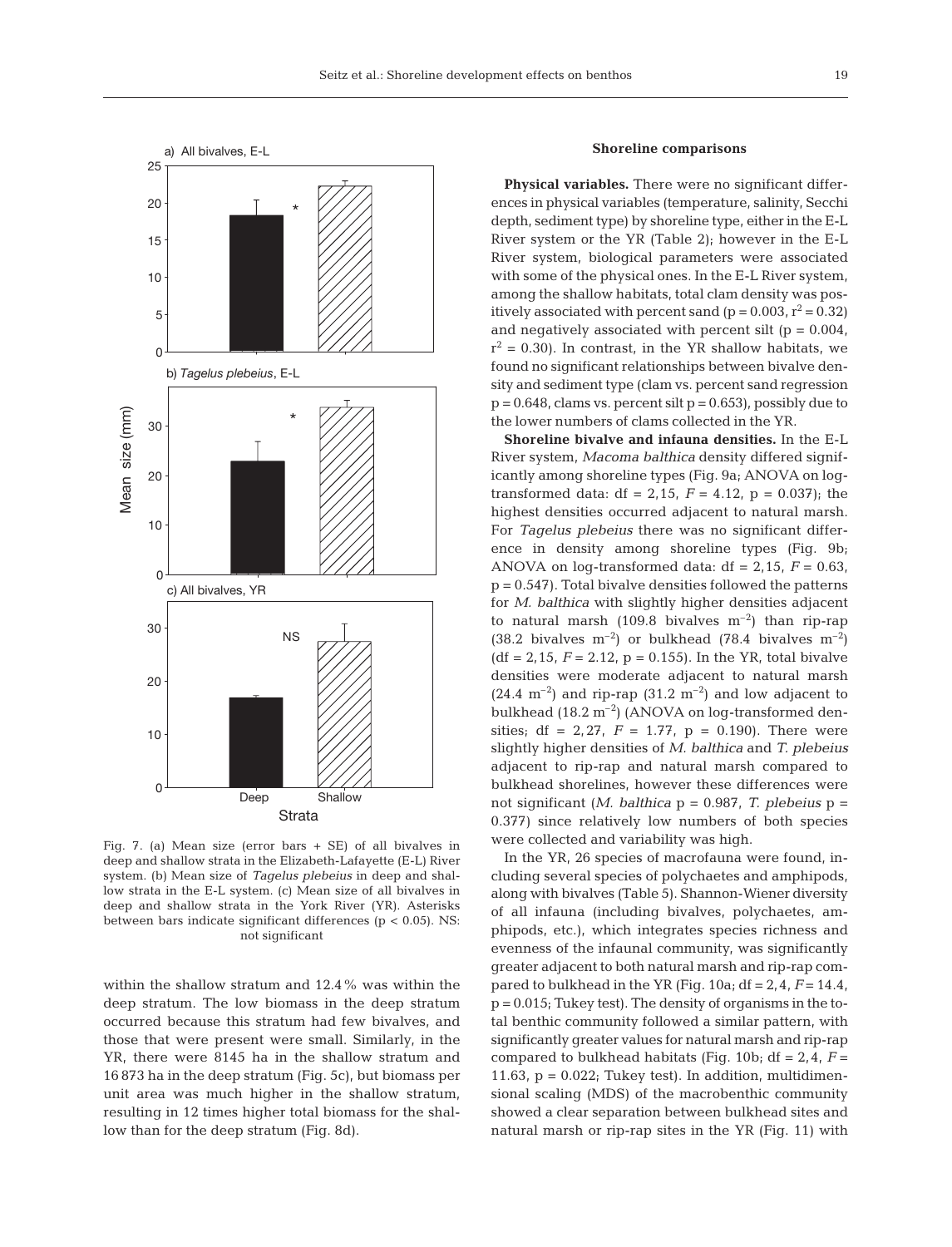Fig. 7. (a) Mean size (error bars + SE) of all bivalves in deep and shallow strata in the Elizabeth-Lafayette (E-L) River system. (b) Mean size of *Tagelus plebeius* in deep and shallow strata in the E-L system. (c) Mean size of all bivalves in deep and shallow strata in the York River (YR). Asterisks between bars indicate significant differences ($p < 0.05$). NS: not significant

within the shallow stratum and 12.4% was within the deep stratum. The low biomass in the deep stratum occurred because this stratum had few bivalves, and those that were present were small. Similarly, in the YR, there were 8145 ha in the shallow stratum and 16 873 ha in the deep stratum (Fig. 5c), but biomass per unit area was much higher in the shallow stratum, resulting in 12 times higher total biomass for the shallow than for the deep stratum (Fig. 8d).

### Shoreline comparisons

**Physical variables.** There were no significant differences in physical variables (temperature, salinity, Secchi depth, sediment type) by shoreline type, either in the E-L River system or the YR (Table 2); however in the E-L River system, biological parameters were associated with some of the physical ones. In the E-L River system, among the shallow habitats, total clam density was positively associated with percent sand ($p = 0.003$, $r^2 = 0.32$) and negatively associated with percent silt ($p = 0.004$, $r^2 = 0.30$). In contrast, in the YR shallow habitats, we found no significant relationships between bivalve density and sediment type (clam vs. percent sand regression $p = 0.648$, clams vs. percent silt $p = 0.653$), possibly due to the lower numbers of clams collected in the YR.

**Shoreline bivalve and infauna densities.** In the E-L River system, *Macoma balthica* density differed significantly among shoreline types (Fig. 9a; ANOVA on log-transformed data: df = 2,15, $F = 4.12$, $p = 0.037$); the highest densities occurred adjacent to natural marsh. For *Tagelus plebeius* there was no significant difference in density among shoreline types (Fig. 9b; ANOVA on log-transformed data: df = 2,15, $F = 0.63$, $p = 0.547$). Total bivalve densities followed the patterns for *M. balthica* with slightly higher densities adjacent to natural marsh (109.8 bivalves $m^{-2}$) than rip-rap (38.2 bivalves $m^{-2}$) or bulkhead (78.4 bivalves $m^{-2}$) (df = 2,15, $F = 2.12$, $p = 0.155$). In the YR, total bivalve densities were moderate adjacent to natural marsh (24.4 $m^{-2}$) and rip-rap (31.2 $m^{-2}$) and low adjacent to bulkhead (18.2 $m^{-2}$) (ANOVA on log-transformed densities; df = 2,27, $F = 1.77$, $p = 0.190$). There were slightly higher densities of *M. balthica* and *T. plebeius* adjacent to rip-rap and natural marsh compared to bulkhead shorelines, however these differences were not significant (*M. balthica* $p = 0.987$, *T. plebeius* $p = 0.377$) since relatively low numbers of both species were collected and variability was high.

In the YR, 26 species of macrofauna were found, including several species of polychaetes and amphipods, along with bivalves (Table 5). Shannon-Wiener diversity of all infauna (including bivalves, polychaetes, amphipods, etc.), which integrates species richness and evenness of the infaunal community, was significantly greater adjacent to both natural marsh and rip-rap compared to bulkhead in the YR (Fig. 10a; df = 2,4, $F = 14.4$, $p = 0.015$; Tukey test). The density of organisms in the total benthic community followed a similar pattern, with significantly greater values for natural marsh and rip-rap compared to bulkhead habitats (Fig. 10b; df = 2,4, $F = 11.63$, $p = 0.022$; Tukey test). In addition, multidimensional scaling (MDS) of the macrobenthic community showed a clear separation between bulkhead sites and natural marsh or rip-rap sites in the YR (Fig. 11) with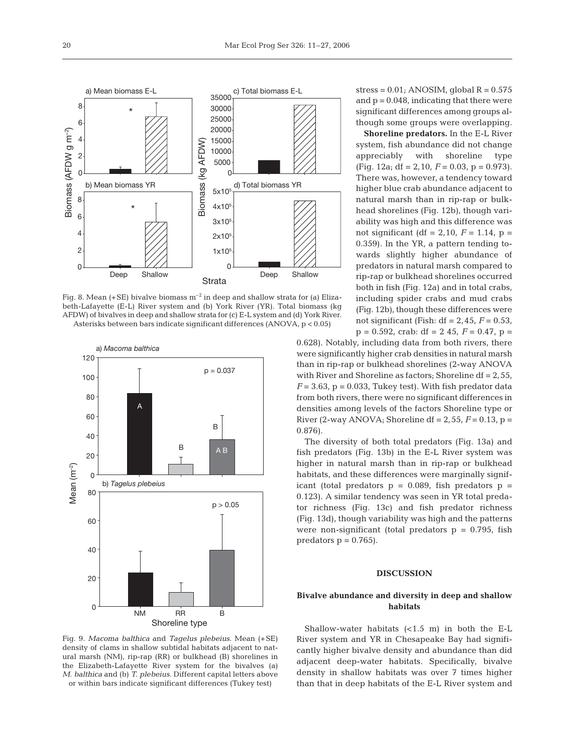Fig. 8. Mean (+SE) bivalve biomass $m^{-2}$ in deep and shallow strata for (a) Elizabeth-Lafayette (E-L) River system and (b) York River (YR). Total biomass (kg AFDW) of bivalves in deep and shallow strata for (c) E-L system and (d) York River. Asterisks between bars indicate significant differences (ANOVA, $p < 0.05$)

Fig. 9. *Macoma balthica* and *Tagelus plebeius*. Mean (+SE) density of clams in shallow subtidal habitats adjacent to natural marsh (NM), rip-rap (RR) or bulkhead (B) shorelines in the Elizabeth-Lafayette River system for the bivalves (a) *M. balthica* and (b) *T. plebeius*. Different capital letters above or within bars indicate significant differences (Tukey test)

stress = 0.01; ANOSIM, global $R = 0.575$ and $p = 0.048$, indicating that there were significant differences among groups although some groups were overlapping.

**Shoreline predators.** In the E-L River system, fish abundance did not change appreciably with shoreline type (Fig. 12a; df = 2,10, $F = 0.03$, $p = 0.973$). There was, however, a tendency toward higher blue crab abundance adjacent to natural marsh than in rip-rap or bulkhead shorelines (Fig. 12b), though variability was high and this difference was not significant (df = 2,10, $F = 1.14$, $p = 0.359$). In the YR, a pattern tending towards slightly higher abundance of predators in natural marsh compared to rip-rap or bulkhead shorelines occurred both in fish (Fig. 12a) and in total crabs, including spider crabs and mud crabs (Fig. 12b), though these differences were not significant (Fish: df = 2,45, $F = 0.53$, $p = 0.592$, crab: df = 2 45, $F = 0.47$, $p = 0.628$). Notably, including data from both rivers, there were significantly higher crab densities in natural marsh than in rip-rap or bulkhead shorelines (2-way ANOVA with River and Shoreline as factors; Shoreline df = 2,55, $F = 3.63$, $p = 0.033$, Tukey test). With fish predator data from both rivers, there were no significant differences in densities among levels of the factors Shoreline type or River (2-way ANOVA; Shoreline df = 2,55, $F = 0.13$, $p = 0.876$).

The diversity of both total predators (Fig. 13a) and fish predators (Fig. 13b) in the E-L River system was higher in natural marsh than in rip-rap or bulkhead habitats, and these differences were marginally significant (total predators $p = 0.089$, fish predators $p = 0.123$). A similar tendency was seen in YR total predator richness (Fig. 13c) and fish predator richness (Fig. 13d), though variability was high and the patterns were non-significant (total predators $p = 0.795$, fish predators $p = 0.765$).

## DISCUSSION

### Bivalve abundance and diversity in deep and shallow habitats

Shallow-water habitats (<1.5 m) in both the E-L River system and YR in Chesapeake Bay had significantly higher bivalve density and abundance than did adjacent deep-water habitats. Specifically, bivalve density in shallow habitats was over 7 times higher than that in deep habitats of the E-L River system and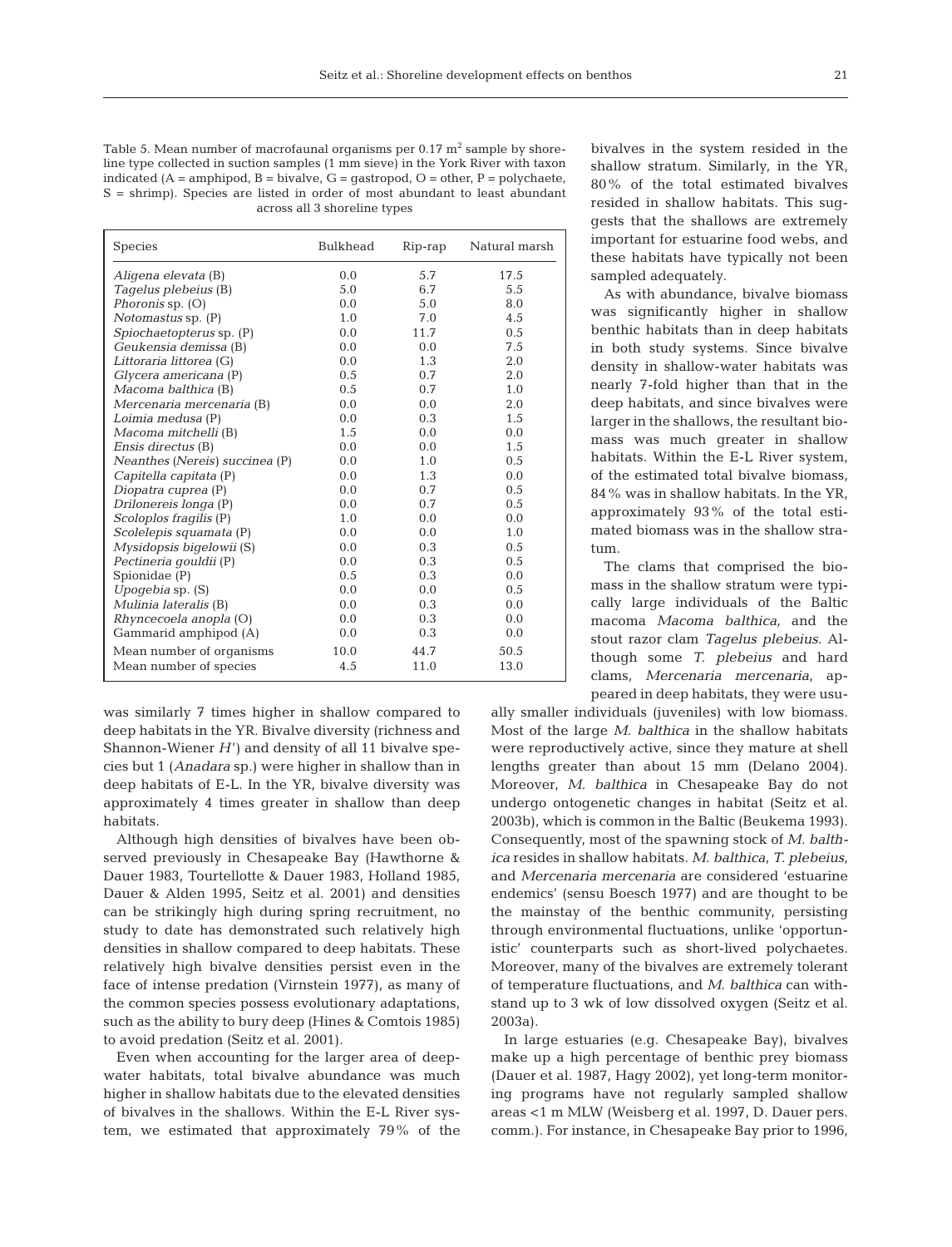Table 5. Mean number of macrofaunal organisms per 0.17 m$^2$ sample by shoreline type collected in suction samples (1 mm sieve) in the York River with taxon indicated (A = amphipod, B = bivalve, G = gastropod, O = other, P = polychaete, S = shrimp). Species are listed in order of most abundant to least abundant across all 3 shoreline types

| Species | Bulkhead | Rip-rap | Natural marsh |
|---|---|---|---|
| *Aligena elevata* (B) | 0.0 | 5.7 | 17.5 |
| *Tagelus plebeius* (B) | 5.0 | 6.7 | 5.5 |
| *Phoronis* sp. (O) | 0.0 | 5.0 | 8.0 |
| *Notomastus* sp. (P) | 1.0 | 7.0 | 4.5 |
| *Spiochaetopterus* sp. (P) | 0.0 | 11.7 | 0.5 |
| *Geukensia demissa* (B) | 0.0 | 0.0 | 7.5 |
| *Littoraria littorea* (G) | 0.0 | 1.3 | 2.0 |
| *Glycera americana* (P) | 0.5 | 0.7 | 2.0 |
| *Macoma balthica* (B) | 0.5 | 0.7 | 1.0 |
| *Mercenaria mercenaria* (B) | 0.0 | 0.0 | 2.0 |
| *Loimia medusa* (P) | 0.0 | 0.3 | 1.5 |
| *Macoma mitchelli* (B) | 1.5 | 0.0 | 0.0 |
| *Ensis directus* (B) | 0.0 | 0.0 | 1.5 |
| *Neanthes* (*Nereis*) *succinea* (P) | 0.0 | 1.0 | 0.5 |
| *Capitella capitata* (P) | 0.0 | 1.3 | 0.0 |
| *Diopatra cuprea* (P) | 0.0 | 0.7 | 0.5 |
| *Drilonereis longa* (P) | 0.0 | 0.7 | 0.5 |
| *Scoloplos fragilis* (P) | 1.0 | 0.0 | 0.0 |
| *Scolelepis squamata* (P) | 0.0 | 0.0 | 1.0 |
| *Mysidopsis bigelowii* (S) | 0.0 | 0.3 | 0.5 |
| *Pectineria gouldii* (P) | 0.0 | 0.3 | 0.5 |
| Spionidae (P) | 0.5 | 0.3 | 0.0 |
| *Upogebia* sp. (S) | 0.0 | 0.0 | 0.5 |
| *Mulinia lateralis* (B) | 0.0 | 0.3 | 0.0 |
| *Rhyncecoela anopla* (O) | 0.0 | 0.3 | 0.0 |
| Gammarid amphipod (A) | 0.0 | 0.3 | 0.0 |
| Mean number of organisms | 10.0 | 44.7 | 50.5 |
| Mean number of species | 4.5 | 11.0 | 13.0 |

was similarly 7 times higher in shallow compared to deep habitats in the YR. Bivalve diversity (richness and Shannon-Wiener $H'$) and density of all 11 bivalve species but 1 (*Anadara* sp.) were higher in shallow than in deep habitats of E-L. In the YR, bivalve diversity was approximately 4 times greater in shallow than deep habitats.

Although high densities of bivalves have been observed previously in Chesapeake Bay (Hawthorne & Dauer 1983, Tourtellotte & Dauer 1983, Holland 1985, Dauer & Alden 1995, Seitz et al. 2001) and densities can be strikingly high during spring recruitment, no study to date has demonstrated such relatively high densities in shallow compared to deep habitats. These relatively high bivalve densities persist even in the face of intense predation (Virnstein 1977), as many of the common species possess evolutionary adaptations, such as the ability to bury deep (Hines & Comtois 1985) to avoid predation (Seitz et al. 2001).

Even when accounting for the larger area of deep-water habitats, total bivalve abundance was much higher in shallow habitats due to the elevated densities of bivalves in the shallows. Within the E-L River system, we estimated that approximately 79% of the bivalves in the system resided in the shallow stratum. Similarly, in the YR, 80% of the total estimated bivalves resided in shallow habitats. This suggests that the shallows are extremely important for estuarine food webs, and these habitats have typically not been sampled adequately.

As with abundance, bivalve biomass was significantly higher in shallow benthic habitats than in deep habitats in both study systems. Since bivalve density in shallow-water habitats was nearly 7-fold higher than that in the deep habitats, and since bivalves were larger in the shallows, the resultant biomass was much greater in shallow habitats. Within the E-L River system, of the estimated total bivalve biomass, 84% was in shallow habitats. In the YR, approximately 93% of the total estimated biomass was in the shallow stratum.

The clams that comprised the biomass in the shallow stratum were typically large individuals of the Baltic macoma *Macoma balthica,* and the stout razor clam *Tagelus plebeius*. Although some *T. plebeius* and hard clams, *Mercenaria mercenaria*, appeared in deep habitats, they were usually smaller individuals (juveniles) with low biomass. Most of the large *M. balthica* in the shallow habitats were reproductively active, since they mature at shell lengths greater than about 15 mm (Delano 2004). Moreover, *M. balthica* in Chesapeake Bay do not undergo ontogenetic changes in habitat (Seitz et al. 2003b), which is common in the Baltic (Beukema 1993). Consequently, most of the spawning stock of *M. balthica* resides in shallow habitats. *M. balthica*, *T. plebeius*, and *Mercenaria mercenaria* are considered 'estuarine endemics' (sensu Boesch 1977) and are thought to be the mainstay of the benthic community, persisting through environmental fluctuations, unlike 'opportunistic' counterparts such as short-lived polychaetes. Moreover, many of the bivalves are extremely tolerant of temperature fluctuations, and *M. balthica* can withstand up to 3 wk of low dissolved oxygen (Seitz et al. 2003a).

In large estuaries (e.g. Chesapeake Bay), bivalves make up a high percentage of benthic prey biomass (Dauer et al. 1987, Hagy 2002), yet long-term monitoring programs have not regularly sampled shallow areas <1 m MLW (Weisberg et al. 1997, D. Dauer pers. comm.). For instance, in Chesapeake Bay prior to 1996,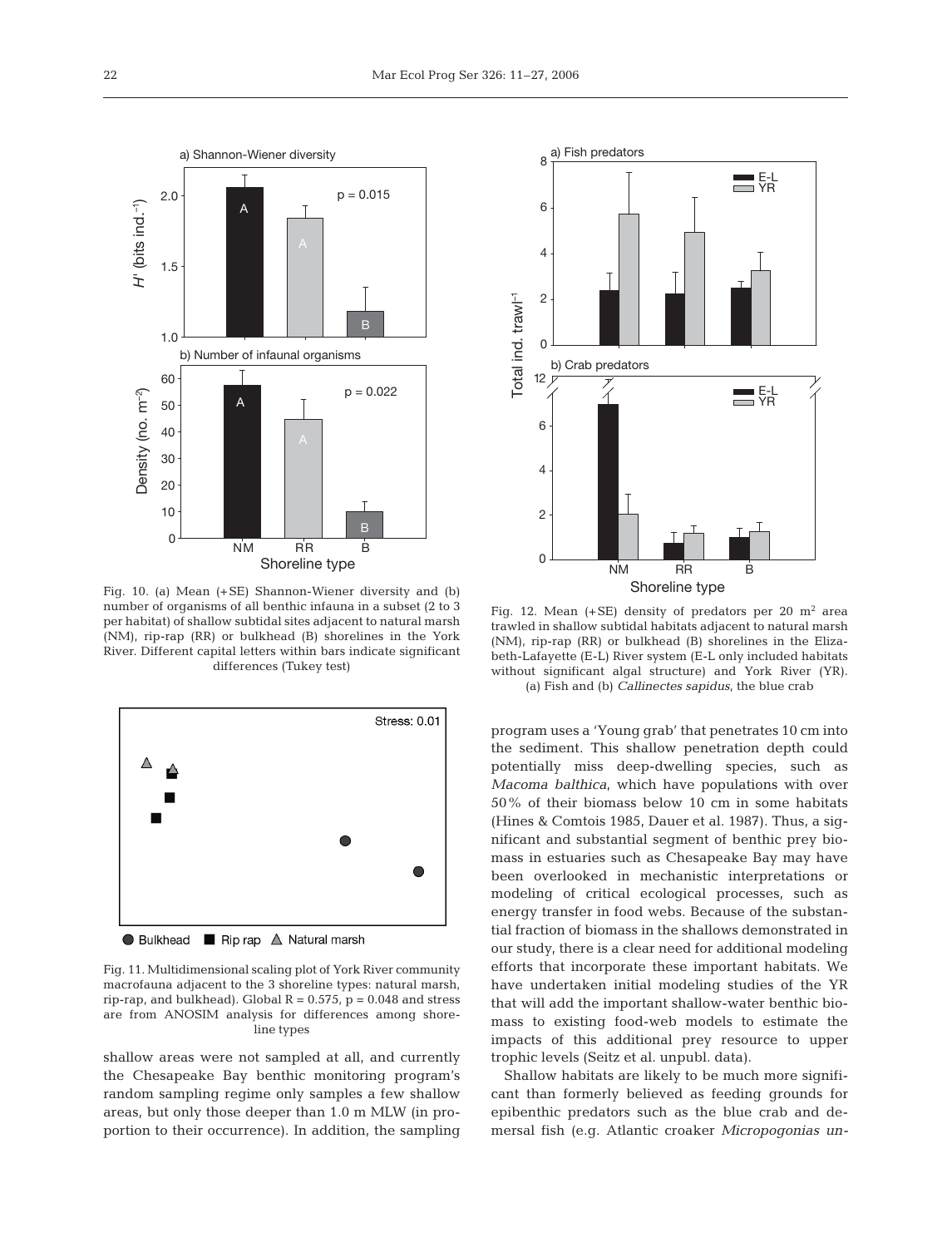Fig. 10. (a) Mean (+SE) Shannon-Wiener diversity and (b) number of organisms of all benthic infauna in a subset (2 to 3 per habitat) of shallow subtidal sites adjacent to natural marsh (NM), rip-rap (RR) or bulkhead (B) shorelines in the York River. Different capital letters within bars indicate significant differences (Tukey test)

Fig. 11. Multidimensional scaling plot of York River community macrofauna adjacent to the 3 shoreline types: natural marsh, rip-rap, and bulkhead). Global R = 0.575, p = 0.048 and stress are from ANOSIM analysis for differences among shoreline types

Fig. 12. Mean (+SE) density of predators per 20 $m^2$ area trawled in shallow subtidal habitats adjacent to natural marsh (NM), rip-rap (RR) or bulkhead (B) shorelines in the Elizabeth-Lafayette (E-L) River system (E-L only included habitats without significant algal structure) and York River (YR). (a) Fish and (b) *Callinectes sapidus*, the blue crab

shallow areas were not sampled at all, and currently the Chesapeake Bay benthic monitoring program's random sampling regime only samples a few shallow areas, but only those deeper than 1.0 m MLW (in proportion to their occurrence). In addition, the sampling program uses a 'Young grab' that penetrates 10 cm into the sediment. This shallow penetration depth could potentially miss deep-dwelling species, such as *Macoma balthica*, which have populations with over 50% of their biomass below 10 cm in some habitats (Hines & Comtois 1985, Dauer et al. 1987). Thus, a significant and substantial segment of benthic prey biomass in estuaries such as Chesapeake Bay may have been overlooked in mechanistic interpretations or modeling of critical ecological processes, such as energy transfer in food webs. Because of the substantial fraction of biomass in the shallows demonstrated in our study, there is a clear need for additional modeling efforts that incorporate these important habitats. We have undertaken initial modeling studies of the YR that will add the important shallow-water benthic biomass to existing food-web models to estimate the impacts of this additional prey resource to upper trophic levels (Seitz et al. unpubl. data).

Shallow habitats are likely to be much more significant than formerly believed as feeding grounds for epibenthic predators such as the blue crab and demersal fish (e.g. Atlantic croaker *Micropogonias un-*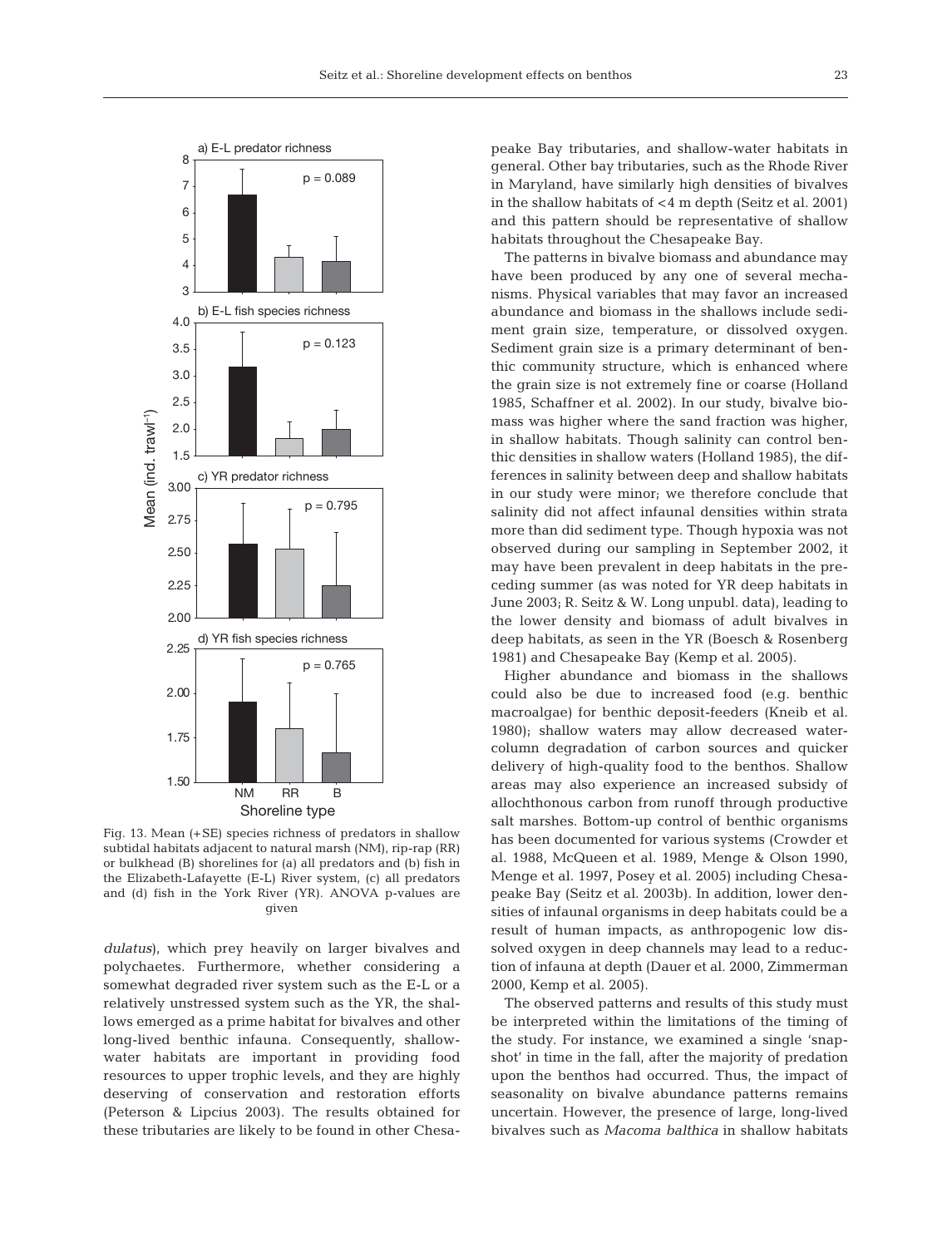Fig. 13. Mean (+SE) species richness of predators in shallow subtidal habitats adjacent to natural marsh (NM), rip-rap (RR) or bulkhead (B) shorelines for (a) all predators and (b) fish in the Elizabeth-Lafayette (E-L) River system, (c) all predators and (d) fish in the York River (YR). ANOVA p-values are given

*dulatus*), which prey heavily on larger bivalves and polychaetes. Furthermore, whether considering a somewhat degraded river system such as the E-L or a relatively unstressed system such as the YR, the shallows emerged as a prime habitat for bivalves and other long-lived benthic infauna. Consequently, shallow-water habitats are important in providing food resources to upper trophic levels, and they are highly deserving of conservation and restoration efforts (Peterson & Lipcius 2003). The results obtained for these tributaries are likely to be found in other Chesapeake Bay tributaries, and shallow-water habitats in general. Other bay tributaries, such as the Rhode River in Maryland, have similarly high densities of bivalves in the shallow habitats of <4 m depth (Seitz et al. 2001) and this pattern should be representative of shallow habitats throughout the Chesapeake Bay.

The patterns in bivalve biomass and abundance may have been produced by any one of several mechanisms. Physical variables that may favor an increased abundance and biomass in the shallows include sediment grain size, temperature, or dissolved oxygen. Sediment grain size is a primary determinant of benthic community structure, which is enhanced where the grain size is not extremely fine or coarse (Holland 1985, Schaffner et al. 2002). In our study, bivalve biomass was higher where the sand fraction was higher, in shallow habitats. Though salinity can control benthic densities in shallow waters (Holland 1985), the differences in salinity between deep and shallow habitats in our study were minor; we therefore conclude that salinity did not affect infaunal densities within strata more than did sediment type. Though hypoxia was not observed during our sampling in September 2002, it may have been prevalent in deep habitats in the preceding summer (as was noted for YR deep habitats in June 2003; R. Seitz & W. Long unpubl. data), leading to the lower density and biomass of adult bivalves in deep habitats, as seen in the YR (Boesch & Rosenberg 1981) and Chesapeake Bay (Kemp et al. 2005).

Higher abundance and biomass in the shallows could also be due to increased food (e.g. benthic macroalgae) for benthic deposit-feeders (Kneib et al. 1980); shallow waters may allow decreased water-column degradation of carbon sources and quicker delivery of high-quality food to the benthos. Shallow areas may also experience an increased subsidy of allochthonous carbon from runoff through productive salt marshes. Bottom-up control of benthic organisms has been documented for various systems (Crowder et al. 1988, McQueen et al. 1989, Menge & Olson 1990, Menge et al. 1997, Posey et al. 2005) including Chesapeake Bay (Seitz et al. 2003b). In addition, lower densities of infaunal organisms in deep habitats could be a result of human impacts, as anthropogenic low dissolved oxygen in deep channels may lead to a reduction of infauna at depth (Dauer et al. 2000, Zimmerman 2000, Kemp et al. 2005).

The observed patterns and results of this study must be interpreted within the limitations of the timing of the study. For instance, we examined a single 'snapshot' in time in the fall, after the majority of predation upon the benthos had occurred. Thus, the impact of seasonality on bivalve abundance patterns remains uncertain. However, the presence of large, long-lived bivalves such as *Macoma balthica* in shallow habitats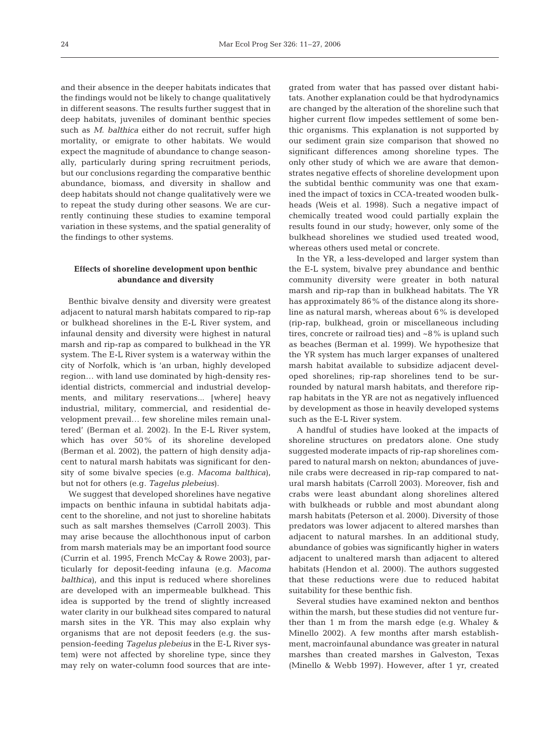and their absence in the deeper habitats indicates that the findings would not be likely to change qualitatively in different seasons. The results further suggest that in deep habitats, juveniles of dominant benthic species such as *M. balthica* either do not recruit, suffer high mortality, or emigrate to other habitats. We would expect the magnitude of abundance to change seasonally, particularly during spring recruitment periods, but our conclusions regarding the comparative benthic abundance, biomass, and diversity in shallow and deep habitats should not change qualitatively were we to repeat the study during other seasons. We are currently continuing these studies to examine temporal variation in these systems, and the spatial generality of the findings to other systems.

### Effects of shoreline development upon benthic abundance and diversity

Benthic bivalve density and diversity were greatest adjacent to natural marsh habitats compared to rip-rap or bulkhead shorelines in the E-L River system, and infaunal density and diversity were highest in natural marsh and rip-rap as compared to bulkhead in the YR system. The E-L River system is a waterway within the city of Norfolk, which is 'an urban, highly developed region… with land use dominated by high-density residential districts, commercial and industrial developments, and military reservations... [where] heavy industrial, military, commercial, and residential development prevail… few shoreline miles remain unaltered' (Berman et al. 2002). In the E-L River system, which has over 50% of its shoreline developed (Berman et al. 2002), the pattern of high density adjacent to natural marsh habitats was significant for density of some bivalve species (e.g. *Macoma balthica*), but not for others (e.g. *Tagelus plebeius*).

We suggest that developed shorelines have negative impacts on benthic infauna in subtidal habitats adjacent to the shoreline, and not just to shoreline habitats such as salt marshes themselves (Carroll 2003). This may arise because the allochthonous input of carbon from marsh materials may be an important food source (Currin et al. 1995, French McCay & Rowe 2003), particularly for deposit-feeding infauna (e.g. *Macoma balthica*), and this input is reduced where shorelines are developed with an impermeable bulkhead. This idea is supported by the trend of slightly increased water clarity in our bulkhead sites compared to natural marsh sites in the YR. This may also explain why organisms that are not deposit feeders (e.g. the suspension-feeding *Tagelus plebeius* in the E-L River system) were not affected by shoreline type, since they may rely on water-column food sources that are integrated from water that has passed over distant habitats. Another explanation could be that hydrodynamics are changed by the alteration of the shoreline such that higher current flow impedes settlement of some benthic organisms. This explanation is not supported by our sediment grain size comparison that showed no significant differences among shoreline types. The only other study of which we are aware that demonstrates negative effects of shoreline development upon the subtidal benthic community was one that examined the impact of toxics in CCA-treated wooden bulkheads (Weis et al. 1998). Such a negative impact of chemically treated wood could partially explain the results found in our study; however, only some of the bulkhead shorelines we studied used treated wood, whereas others used metal or concrete.

In the YR, a less-developed and larger system than the E-L system, bivalve prey abundance and benthic community diversity were greater in both natural marsh and rip-rap than in bulkhead habitats. The YR has approximately 86% of the distance along its shoreline as natural marsh, whereas about 6% is developed (rip-rap, bulkhead, groin or miscellaneous including tires, concrete or railroad ties) and ~8% is upland such as beaches (Berman et al. 1999). We hypothesize that the YR system has much larger expanses of unaltered marsh habitat available to subsidize adjacent developed shorelines; rip-rap shorelines tend to be surrounded by natural marsh habitats, and therefore riprap habitats in the YR are not as negatively influenced by development as those in heavily developed systems such as the E-L River system.

A handful of studies have looked at the impacts of shoreline structures on predators alone. One study suggested moderate impacts of rip-rap shorelines compared to natural marsh on nekton; abundances of juvenile crabs were decreased in rip-rap compared to natural marsh habitats (Carroll 2003). Moreover, fish and crabs were least abundant along shorelines altered with bulkheads or rubble and most abundant along marsh habitats (Peterson et al. 2000). Diversity of those predators was lower adjacent to altered marshes than adjacent to natural marshes. In an additional study, abundance of gobies was significantly higher in waters adjacent to unaltered marsh than adjacent to altered habitats (Hendon et al. 2000). The authors suggested that these reductions were due to reduced habitat suitability for these benthic fish.

Several studies have examined nekton and benthos within the marsh, but these studies did not venture further than 1 m from the marsh edge (e.g. Whaley & Minello 2002). A few months after marsh establishment, macroinfaunal abundance was greater in natural marshes than created marshes in Galveston, Texas (Minello & Webb 1997). However, after 1 yr, created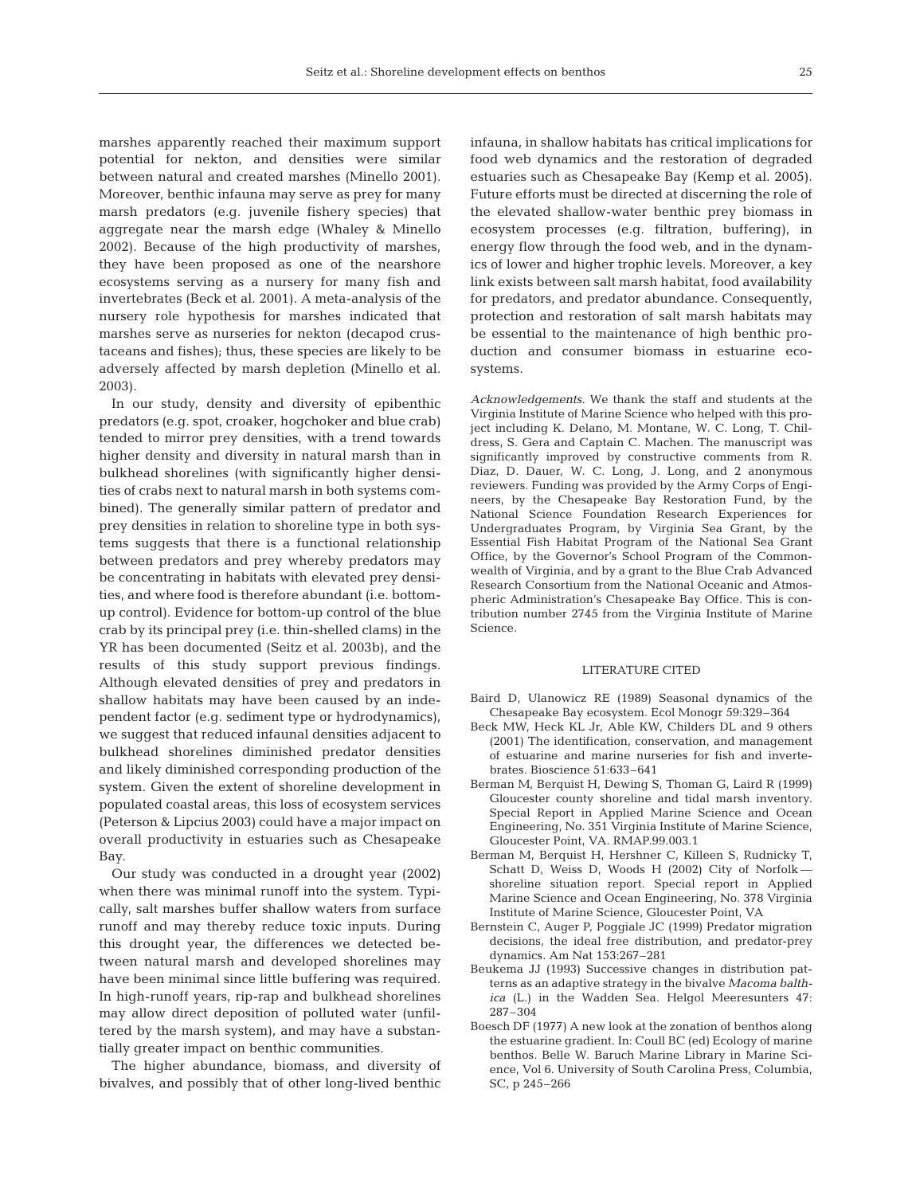marshes apparently reached their maximum support potential for nekton, and densities were similar between natural and created marshes (Minello 2001). Moreover, benthic infauna may serve as prey for many marsh predators (e.g. juvenile fishery species) that aggregate near the marsh edge (Whaley & Minello 2002). Because of the high productivity of marshes, they have been proposed as one of the nearshore ecosystems serving as a nursery for many fish and invertebrates (Beck et al. 2001). A meta-analysis of the nursery role hypothesis for marshes indicated that marshes serve as nurseries for nekton (decapod crustaceans and fishes); thus, these species are likely to be adversely affected by marsh depletion (Minello et al. 2003).

In our study, density and diversity of epibenthic predators (e.g. spot, croaker, hogchoker and blue crab) tended to mirror prey densities, with a trend towards higher density and diversity in natural marsh than in bulkhead shorelines (with significantly higher densities of crabs next to natural marsh in both systems combined). The generally similar pattern of predator and prey densities in relation to shoreline type in both systems suggests that there is a functional relationship between predators and prey whereby predators may be concentrating in habitats with elevated prey densities, and where food is therefore abundant (i.e. bottom-up control). Evidence for bottom-up control of the blue crab by its principal prey (i.e. thin-shelled clams) in the YR has been documented (Seitz et al. 2003b), and the results of this study support previous findings. Although elevated densities of prey and predators in shallow habitats may have been caused by an independent factor (e.g. sediment type or hydrodynamics), we suggest that reduced infaunal densities adjacent to bulkhead shorelines diminished predator densities and likely diminished corresponding production of the system. Given the extent of shoreline development in populated coastal areas, this loss of ecosystem services (Peterson & Lipcius 2003) could have a major impact on overall productivity in estuaries such as Chesapeake Bay.

Our study was conducted in a drought year (2002) when there was minimal runoff into the system. Typically, salt marshes buffer shallow waters from surface runoff and may thereby reduce toxic inputs. During this drought year, the differences we detected between natural marsh and developed shorelines may have been minimal since little buffering was required. In high-runoff years, rip-rap and bulkhead shorelines may allow direct deposition of polluted water (unfiltered by the marsh system), and may have a substantially greater impact on benthic communities.

The higher abundance, biomass, and diversity of bivalves, and possibly that of other long-lived benthic infauna, in shallow habitats has critical implications for food web dynamics and the restoration of degraded estuaries such as Chesapeake Bay (Kemp et al. 2005). Future efforts must be directed at discerning the role of the elevated shallow-water benthic prey biomass in ecosystem processes (e.g. filtration, buffering), in energy flow through the food web, and in the dynamics of lower and higher trophic levels. Moreover, a key link exists between salt marsh habitat, food availability for predators, and predator abundance. Consequently, protection and restoration of salt marsh habitats may be essential to the maintenance of high benthic production and consumer biomass in estuarine ecosystems.

*Acknowledgements.* We thank the staff and students at the Virginia Institute of Marine Science who helped with this project including K. Delano, M. Montane, W. C. Long, T. Childress, S. Gera and Captain C. Machen. The manuscript was significantly improved by constructive comments from R. Diaz, D. Dauer, W. C. Long, J. Long, and 2 anonymous reviewers. Funding was provided by the Army Corps of Engineers, by the Chesapeake Bay Restoration Fund, by the National Science Foundation Research Experiences for Undergraduates Program, by Virginia Sea Grant, by the Essential Fish Habitat Program of the National Sea Grant Office, by the Governor's School Program of the Commonwealth of Virginia, and by a grant to the Blue Crab Advanced Research Consortium from the National Oceanic and Atmospheric Administration's Chesapeake Bay Office. This is contribution number 2745 from the Virginia Institute of Marine Science.

## LITERATURE CITED

Baird D, Ulanowicz RE (1989) Seasonal dynamics of the Chesapeake Bay ecosystem. Ecol Monogr 59:329–364

Beck MW, Heck KL Jr, Able KW, Childers DL and 9 others (2001) The identification, conservation, and management of estuarine and marine nurseries for fish and invertebrates. Bioscience 51:633–641

Berman M, Berquist H, Dewing S, Thoman G, Laird R (1999) Gloucester county shoreline and tidal marsh inventory. Special Report in Applied Marine Science and Ocean Engineering, No. 351 Virginia Institute of Marine Science, Gloucester Point, VA. RMAP.99.003.1

Berman M, Berquist H, Hershner C, Killeen S, Rudnicky T, Schatt D, Weiss D, Woods H (2002) City of Norfolk — shoreline situation report. Special report in Applied Marine Science and Ocean Engineering, No. 378 Virginia Institute of Marine Science, Gloucester Point, VA

Bernstein C, Auger P, Poggiale JC (1999) Predator migration decisions, the ideal free distribution, and predator-prey dynamics. Am Nat 153:267–281

Beukema JJ (1993) Successive changes in distribution patterns as an adaptive strategy in the bivalve *Macoma balthica* (L.) in the Wadden Sea. Helgol Meeresunters 47: 287–304

Boesch DF (1977) A new look at the zonation of benthos along the estuarine gradient. In: Coull BC (ed) Ecology of marine benthos. Belle W. Baruch Marine Library in Marine Science, Vol 6. University of South Carolina Press, Columbia, SC, p 245–266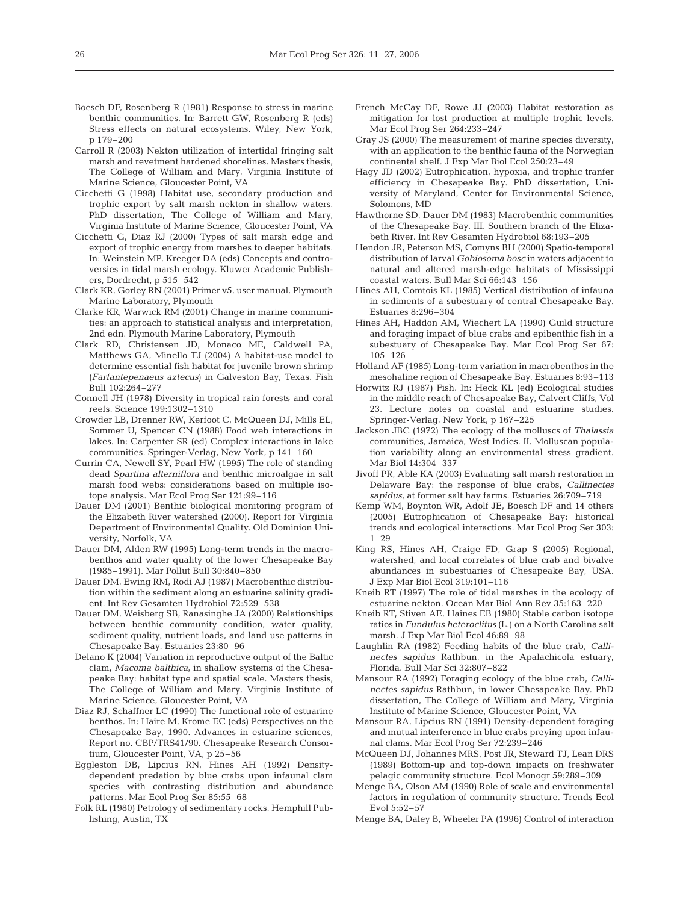Boesch DF, Rosenberg R (1981) Response to stress in marine benthic communities. In: Barrett GW, Rosenberg R (eds) Stress effects on natural ecosystems. Wiley, New York, p 179–200

Carroll R (2003) Nekton utilization of intertidal fringing salt marsh and revetment hardened shorelines. Masters thesis, The College of William and Mary, Virginia Institute of Marine Science, Gloucester Point, VA

Cicchetti G (1998) Habitat use, secondary production and trophic export by salt marsh nekton in shallow waters. PhD dissertation, The College of William and Mary, Virginia Institute of Marine Science, Gloucester Point, VA

Cicchetti G, Diaz RJ (2000) Types of salt marsh edge and export of trophic energy from marshes to deeper habitats. In: Weinstein MP, Kreeger DA (eds) Concepts and controversies in tidal marsh ecology. Kluwer Academic Publishers, Dordrecht, p 515–542

Clark KR, Gorley RN (2001) Primer v5, user manual. Plymouth Marine Laboratory, Plymouth

Clarke KR, Warwick RM (2001) Change in marine communities: an approach to statistical analysis and interpretation, 2nd edn. Plymouth Marine Laboratory, Plymouth

Clark RD, Christensen JD, Monaco ME, Caldwell PA, Matthews GA, Minello TJ (2004) A habitat-use model to determine essential fish habitat for juvenile brown shrimp (*Farfantepenaeus aztecus*) in Galveston Bay, Texas. Fish Bull 102:264–277

Connell JH (1978) Diversity in tropical rain forests and coral reefs. Science 199:1302–1310

Crowder LB, Drenner RW, Kerfoot C, McQueen DJ, Mills EL, Sommer U, Spencer CN (1988) Food web interactions in lakes. In: Carpenter SR (ed) Complex interactions in lake communities. Springer-Verlag, New York, p 141–160

Currin CA, Newell SY, Pearl HW (1995) The role of standing dead *Spartina alterniflora* and benthic microalgae in salt marsh food webs: considerations based on multiple isotope analysis. Mar Ecol Prog Ser 121:99–116

Dauer DM (2001) Benthic biological monitoring program of the Elizabeth River watershed (2000). Report for Virginia Department of Environmental Quality. Old Dominion University, Norfolk, VA

Dauer DM, Alden RW (1995) Long-term trends in the macrobenthos and water quality of the lower Chesapeake Bay (1985–1991). Mar Pollut Bull 30:840–850

Dauer DM, Ewing RM, Rodi AJ (1987) Macrobenthic distribution within the sediment along an estuarine salinity gradient. Int Rev Gesamten Hydrobiol 72:529–538

Dauer DM, Weisberg SB, Ranasinghe JA (2000) Relationships between benthic community condition, water quality, sediment quality, nutrient loads, and land use patterns in Chesapeake Bay. Estuaries 23:80–96

Delano K (2004) Variation in reproductive output of the Baltic clam, *Macoma balthica*, in shallow systems of the Chesapeake Bay: habitat type and spatial scale. Masters thesis, The College of William and Mary, Virginia Institute of Marine Science, Gloucester Point, VA

Diaz RJ, Schaffner LC (1990) The functional role of estuarine benthos. In: Haire M, Krome EC (eds) Perspectives on the Chesapeake Bay, 1990. Advances in estuarine sciences, Report no. CBP/TRS41/90. Chesapeake Research Consortium, Gloucester Point, VA, p 25–56

Eggleston DB, Lipcius RN, Hines AH (1992) Density-dependent predation by blue crabs upon infaunal clam species with contrasting distribution and abundance patterns. Mar Ecol Prog Ser 85:55–68

Folk RL (1980) Petrology of sedimentary rocks. Hemphill Publishing, Austin, TX

French McCay DF, Rowe JJ (2003) Habitat restoration as mitigation for lost production at multiple trophic levels. Mar Ecol Prog Ser 264:233–247

Gray JS (2000) The measurement of marine species diversity, with an application to the benthic fauna of the Norwegian continental shelf. J Exp Mar Biol Ecol 250:23–49

Hagy JD (2002) Eutrophication, hypoxia, and trophic tranfer efficiency in Chesapeake Bay. PhD dissertation, University of Maryland, Center for Environmental Science, Solomons, MD

Hawthorne SD, Dauer DM (1983) Macrobenthic communities of the Chesapeake Bay. III. Southern branch of the Elizabeth River. Int Rev Gesamten Hydrobiol 68:193–205

Hendon JR, Peterson MS, Comyns BH (2000) Spatio-temporal distribution of larval *Gobiosoma bosc* in waters adjacent to natural and altered marsh-edge habitats of Mississippi coastal waters. Bull Mar Sci 66:143–156

Hines AH, Comtois KL (1985) Vertical distribution of infauna in sediments of a subestuary of central Chesapeake Bay. Estuaries 8:296–304

Hines AH, Haddon AM, Wiechert LA (1990) Guild structure and foraging impact of blue crabs and epibenthic fish in a subestuary of Chesapeake Bay. Mar Ecol Prog Ser 67: 105–126

Holland AF (1985) Long-term variation in macrobenthos in the mesohaline region of Chesapeake Bay. Estuaries 8:93–113

Horwitz RJ (1987) Fish. In: Heck KL (ed) Ecological studies in the middle reach of Chesapeake Bay, Calvert Cliffs, Vol 23. Lecture notes on coastal and estuarine studies. Springer-Verlag, New York, p 167–225

Jackson JBC (1972) The ecology of the molluscs of *Thalassia* communities, Jamaica, West Indies. II. Molluscan population variability along an environmental stress gradient. Mar Biol 14:304–337

Jivoff PR, Able KA (2003) Evaluating salt marsh restoration in Delaware Bay: the response of blue crabs, *Callinectes sapidus*, at former salt hay farms. Estuaries 26:709–719

Kemp WM, Boynton WR, Adolf JE, Boesch DF and 14 others (2005) Eutrophication of Chesapeake Bay: historical trends and ecological interactions. Mar Ecol Prog Ser 303: 1–29

King RS, Hines AH, Craige FD, Grap S (2005) Regional, watershed, and local correlates of blue crab and bivalve abundances in subestuaries of Chesapeake Bay, USA. J Exp Mar Biol Ecol 319:101–116

Kneib RT (1997) The role of tidal marshes in the ecology of estuarine nekton. Ocean Mar Biol Ann Rev 35:163–220

Kneib RT, Stiven AE, Haines EB (1980) Stable carbon isotope ratios in *Fundulus heteroclitus* (L.) on a North Carolina salt marsh. J Exp Mar Biol Ecol 46:89–98

Laughlin RA (1982) Feeding habits of the blue crab, *Callinectes sapidus* Rathbun, in the Apalachicola estuary, Florida. Bull Mar Sci 32:807–822

Mansour RA (1992) Foraging ecology of the blue crab, *Callinectes sapidus* Rathbun, in lower Chesapeake Bay. PhD dissertation, The College of William and Mary, Virginia Institute of Marine Science, Gloucester Point, VA

Mansour RA, Lipcius RN (1991) Density-dependent foraging and mutual interference in blue crabs preying upon infaunal clams. Mar Ecol Prog Ser 72:239–246

McQueen DJ, Johannes MRS, Post JR, Steward TJ, Lean DRS (1989) Bottom-up and top-down impacts on freshwater pelagic community structure. Ecol Monogr 59:289–309

Menge BA, Olson AM (1990) Role of scale and environmental factors in regulation of community structure. Trends Ecol Evol 5:52–57

Menge BA, Daley B, Wheeler PA (1996) Control of interaction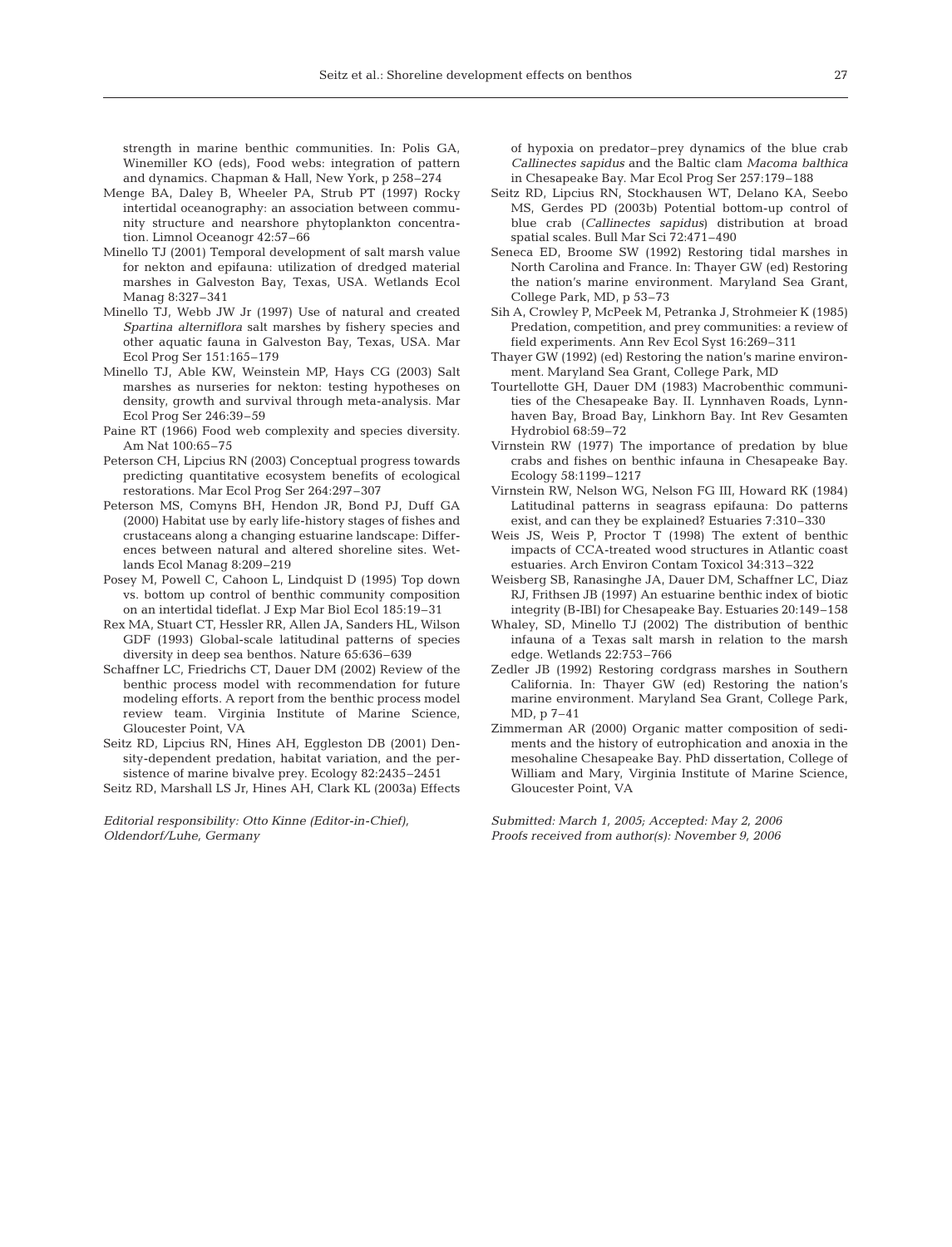strength in marine benthic communities. In: Polis GA, Winemiller KO (eds), Food webs: integration of pattern and dynamics. Chapman & Hall, New York, p 258–274

Menge BA, Daley B, Wheeler PA, Strub PT (1997) Rocky intertidal oceanography: an association between community structure and nearshore phytoplankton concentration. Limnol Oceanogr 42:57–66

Minello TJ (2001) Temporal development of salt marsh value for nekton and epifauna: utilization of dredged material marshes in Galveston Bay, Texas, USA. Wetlands Ecol Manag 8:327–341

Minello TJ, Webb JW Jr (1997) Use of natural and created *Spartina alterniflora* salt marshes by fishery species and other aquatic fauna in Galveston Bay, Texas, USA. Mar Ecol Prog Ser 151:165–179

Minello TJ, Able KW, Weinstein MP, Hays CG (2003) Salt marshes as nurseries for nekton: testing hypotheses on density, growth and survival through meta-analysis. Mar Ecol Prog Ser 246:39–59

Paine RT (1966) Food web complexity and species diversity. Am Nat 100:65–75

Peterson CH, Lipcius RN (2003) Conceptual progress towards predicting quantitative ecosystem benefits of ecological restorations. Mar Ecol Prog Ser 264:297–307

Peterson MS, Comyns BH, Hendon JR, Bond PJ, Duff GA (2000) Habitat use by early life-history stages of fishes and crustaceans along a changing estuarine landscape: Differences between natural and altered shoreline sites. Wetlands Ecol Manag 8:209–219

Posey M, Powell C, Cahoon L, Lindquist D (1995) Top down vs. bottom up control of benthic community composition on an intertidal tideflat. J Exp Mar Biol Ecol 185:19–31

Rex MA, Stuart CT, Hessler RR, Allen JA, Sanders HL, Wilson GDF (1993) Global-scale latitudinal patterns of species diversity in deep sea benthos. Nature 65:636–639

Schaffner LC, Friedrichs CT, Dauer DM (2002) Review of the benthic process model with recommendation for future modeling efforts. A report from the benthic process model review team. Virginia Institute of Marine Science, Gloucester Point, VA

Seitz RD, Lipcius RN, Hines AH, Eggleston DB (2001) Density-dependent predation, habitat variation, and the persistence of marine bivalve prey. Ecology 82:2435–2451

Seitz RD, Marshall LS Jr, Hines AH, Clark KL (2003a) Effects of hypoxia on predator–prey dynamics of the blue crab *Callinectes sapidus* and the Baltic clam *Macoma balthica* in Chesapeake Bay. Mar Ecol Prog Ser 257:179–188

Seitz RD, Lipcius RN, Stockhausen WT, Delano KA, Seebo MS, Gerdes PD (2003b) Potential bottom-up control of blue crab (*Callinectes sapidus*) distribution at broad spatial scales. Bull Mar Sci 72:471–490

Seneca ED, Broome SW (1992) Restoring tidal marshes in North Carolina and France. In: Thayer GW (ed) Restoring the nation's marine environment. Maryland Sea Grant, College Park, MD, p 53–73

Sih A, Crowley P, McPeek M, Petranka J, Strohmeier K (1985) Predation, competition, and prey communities: a review of field experiments. Ann Rev Ecol Syst 16:269–311

Thayer GW (1992) (ed) Restoring the nation's marine environment. Maryland Sea Grant, College Park, MD

Tourtellotte GH, Dauer DM (1983) Macrobenthic communities of the Chesapeake Bay. II. Lynnhaven Roads, Lynnhaven Bay, Broad Bay, Linkhorn Bay. Int Rev Gesamten Hydrobiol 68:59–72

Virnstein RW (1977) The importance of predation by blue crabs and fishes on benthic infauna in Chesapeake Bay. Ecology 58:1199–1217

Virnstein RW, Nelson WG, Nelson FG III, Howard RK (1984) Latitudinal patterns in seagrass epifauna: Do patterns exist, and can they be explained? Estuaries 7:310–330

Weis JS, Weis P, Proctor T (1998) The extent of benthic impacts of CCA-treated wood structures in Atlantic coast estuaries. Arch Environ Contam Toxicol 34:313–322

Weisberg SB, Ranasinghe JA, Dauer DM, Schaffner LC, Diaz RJ, Frithsen JB (1997) An estuarine benthic index of biotic integrity (B-IBI) for Chesapeake Bay. Estuaries 20:149–158

Whaley, SD, Minello TJ (2002) The distribution of benthic infauna of a Texas salt marsh in relation to the marsh edge. Wetlands 22:753–766

Zedler JB (1992) Restoring cordgrass marshes in Southern California. In: Thayer GW (ed) Restoring the nation's marine environment. Maryland Sea Grant, College Park, MD, p 7–41

Zimmerman AR (2000) Organic matter composition of sediments and the history of eutrophication and anoxia in the mesohaline Chesapeake Bay. PhD dissertation, College of William and Mary, Virginia Institute of Marine Science, Gloucester Point, VA

*Editorial responsibility: Otto Kinne (Editor-in-Chief), Oldendorf/Luhe, Germany*

*Submitted: March 1, 2005; Accepted: May 2, 2006*
*Proofs received from author(s): November 9, 2006*